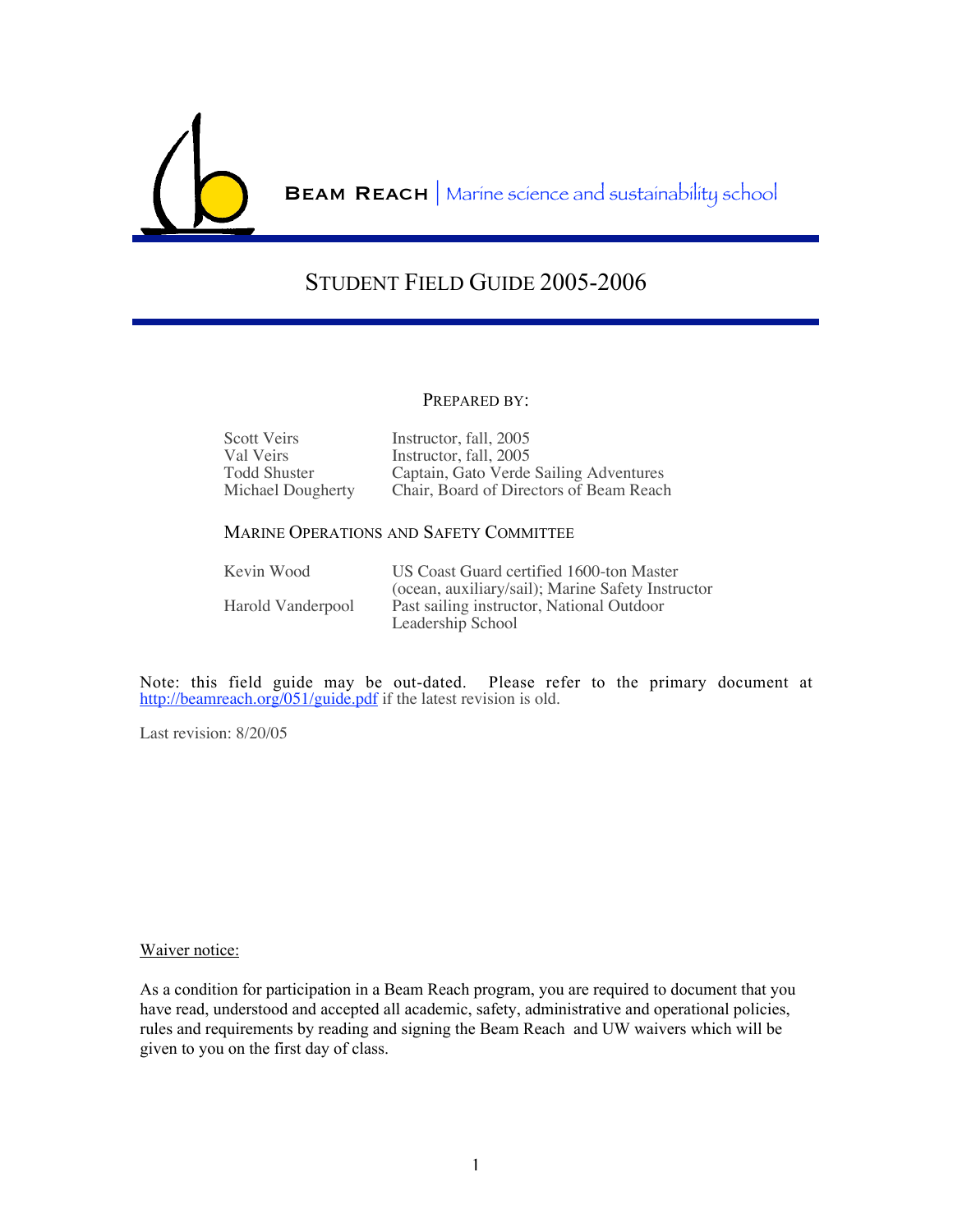**Beam Reach** | Marine science and sustainability school

# STUDENT FIELD GUIDE 2005-2006

PREPARED BY:

| | |
|---|---|
| Scott Veirs | Instructor, fall, 2005 |
| Val Veirs | Instructor, fall, 2005 |
| Todd Shuster | Captain, Gato Verde Sailing Adventures |
| Michael Dougherty | Chair, Board of Directors of Beam Reach |

MARINE OPERATIONS AND SAFETY COMMITTEE

| | |
|---|---|
| Kevin Wood | US Coast Guard certified 1600-ton Master (ocean, auxiliary/sail); Marine Safety Instructor |
| Harold Vanderpool | Past sailing instructor, National Outdoor Leadership School |

Note: this field guide may be out-dated. Please refer to the primary document at http://beamreach.org/051/guide.pdf if the latest revision is old.

Last revision: 8/20/05

Waiver notice:

As a condition for participation in a Beam Reach program, you are required to document that you have read, understood and accepted all academic, safety, administrative and operational policies, rules and requirements by reading and signing the Beam Reach and UW waivers which will be given to you on the first day of class.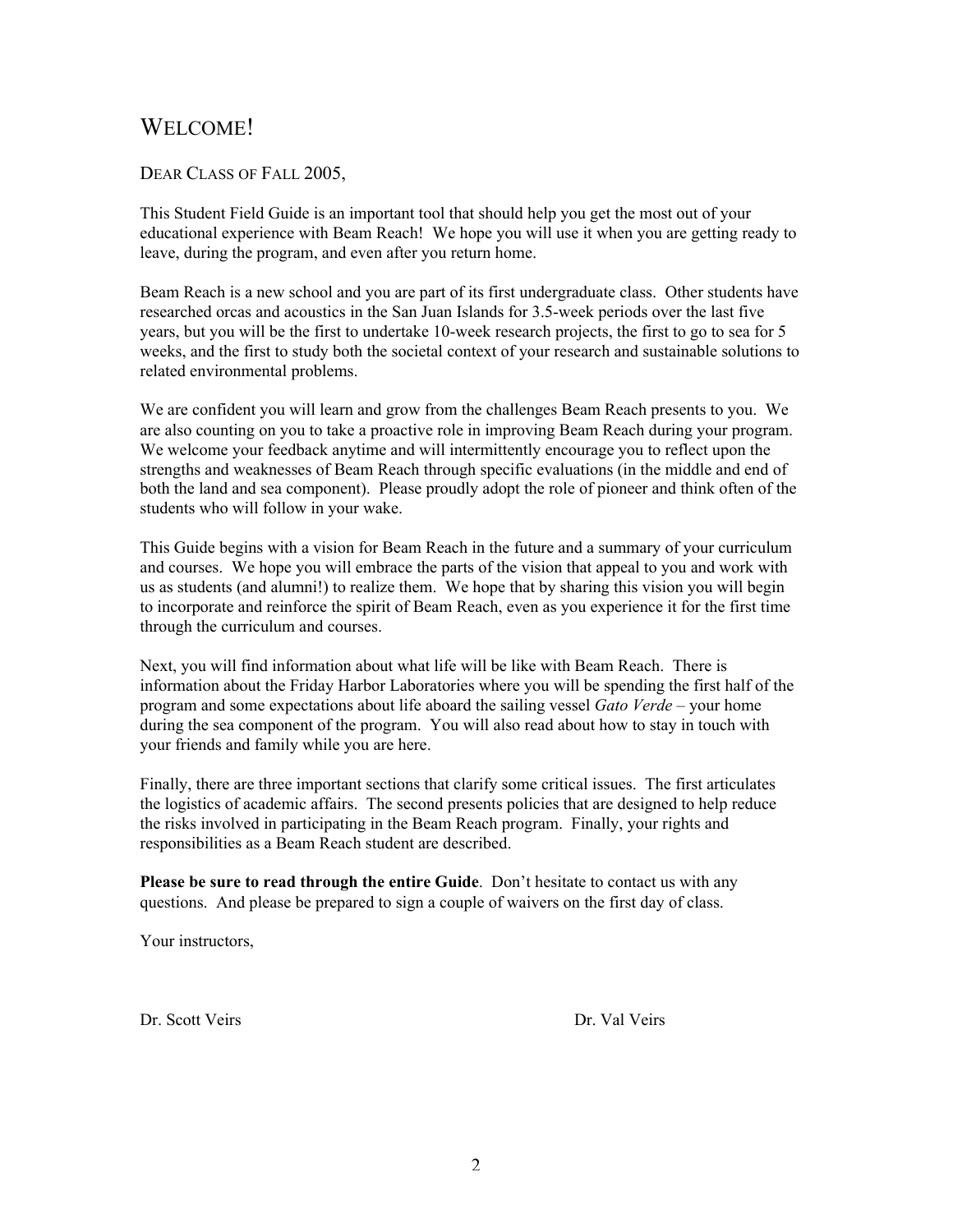# WELCOME!

DEAR CLASS OF FALL 2005,

This Student Field Guide is an important tool that should help you get the most out of your educational experience with Beam Reach! We hope you will use it when you are getting ready to leave, during the program, and even after you return home.

Beam Reach is a new school and you are part of its first undergraduate class. Other students have researched orcas and acoustics in the San Juan Islands for 3.5-week periods over the last five years, but you will be the first to undertake 10-week research projects, the first to go to sea for 5 weeks, and the first to study both the societal context of your research and sustainable solutions to related environmental problems.

We are confident you will learn and grow from the challenges Beam Reach presents to you. We are also counting on you to take a proactive role in improving Beam Reach during your program. We welcome your feedback anytime and will intermittently encourage you to reflect upon the strengths and weaknesses of Beam Reach through specific evaluations (in the middle and end of both the land and sea component). Please proudly adopt the role of pioneer and think often of the students who will follow in your wake.

This Guide begins with a vision for Beam Reach in the future and a summary of your curriculum and courses. We hope you will embrace the parts of the vision that appeal to you and work with us as students (and alumni!) to realize them. We hope that by sharing this vision you will begin to incorporate and reinforce the spirit of Beam Reach, even as you experience it for the first time through the curriculum and courses.

Next, you will find information about what life will be like with Beam Reach. There is information about the Friday Harbor Laboratories where you will be spending the first half of the program and some expectations about life aboard the sailing vessel *Gato Verde* – your home during the sea component of the program. You will also read about how to stay in touch with your friends and family while you are here.

Finally, there are three important sections that clarify some critical issues. The first articulates the logistics of academic affairs. The second presents policies that are designed to help reduce the risks involved in participating in the Beam Reach program. Finally, your rights and responsibilities as a Beam Reach student are described.

**Please be sure to read through the entire Guide**. Don't hesitate to contact us with any questions. And please be prepared to sign a couple of waivers on the first day of class.

Your instructors,

Dr. Scott Veirs

Dr. Val Veirs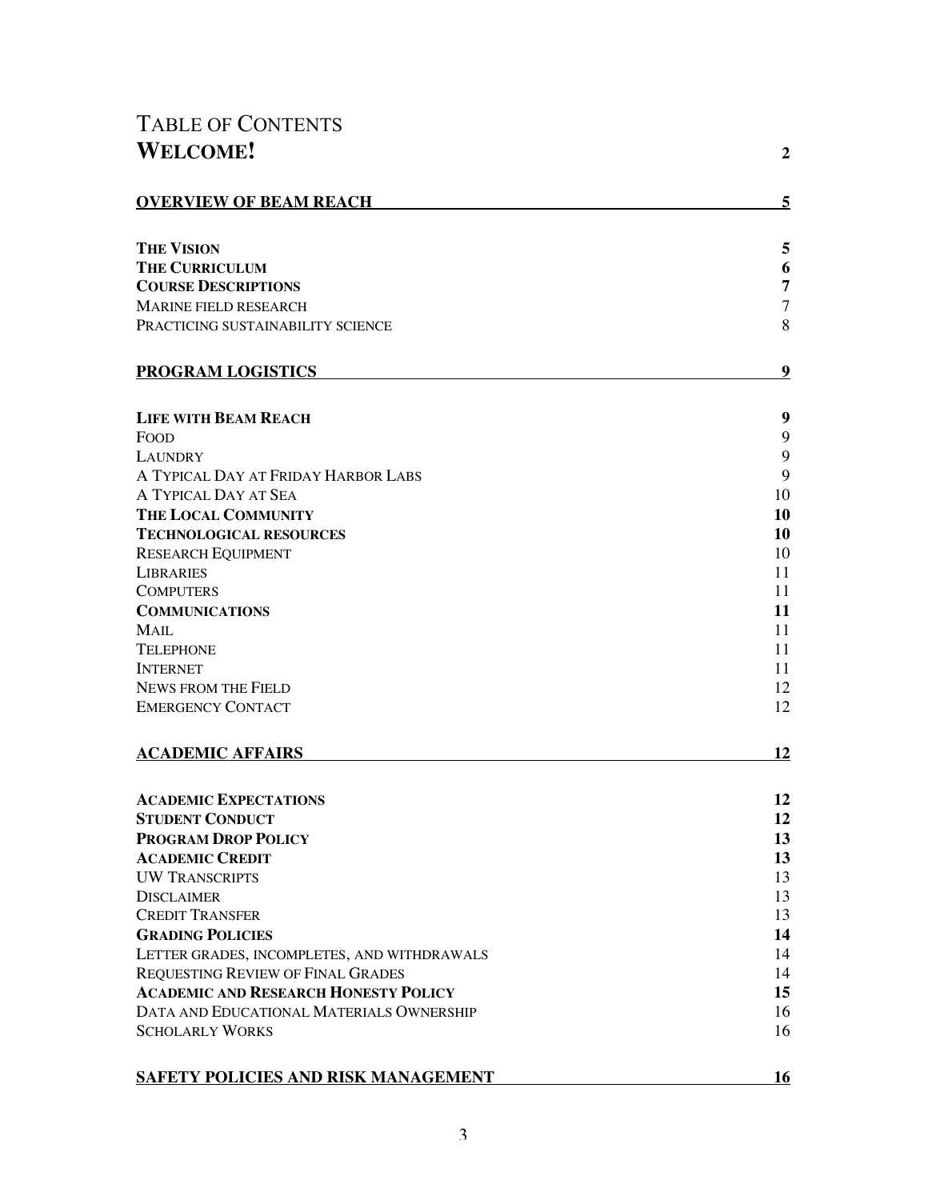# Table of Contents

| | |
|---|---|
| **WELCOME!** | **2** |
| **OVERVIEW OF BEAM REACH** | **5** |
| **THE VISION** | **5** |
| **THE CURRICULUM** | **6** |
| **COURSE DESCRIPTIONS** | **7** |
| MARINE FIELD RESEARCH | 7 |
| PRACTICING SUSTAINABILITY SCIENCE | 8 |
| **PROGRAM LOGISTICS** | **9** |
| **LIFE WITH BEAM REACH** | **9** |
| FOOD | 9 |
| LAUNDRY | 9 |
| A TYPICAL DAY AT FRIDAY HARBOR LABS | 9 |
| A TYPICAL DAY AT SEA | 10 |
| **THE LOCAL COMMUNITY** | **10** |
| **TECHNOLOGICAL RESOURCES** | **10** |
| RESEARCH EQUIPMENT | 10 |
| LIBRARIES | 11 |
| COMPUTERS | 11 |
| **COMMUNICATIONS** | **11** |
| MAIL | 11 |
| TELEPHONE | 11 |
| INTERNET | 11 |
| NEWS FROM THE FIELD | 12 |
| EMERGENCY CONTACT | 12 |
| **ACADEMIC AFFAIRS** | **12** |
| **ACADEMIC EXPECTATIONS** | **12** |
| **STUDENT CONDUCT** | **12** |
| **PROGRAM DROP POLICY** | **13** |
| **ACADEMIC CREDIT** | **13** |
| UW TRANSCRIPTS | 13 |
| DISCLAIMER | 13 |
| CREDIT TRANSFER | 13 |
| **GRADING POLICIES** | **14** |
| LETTER GRADES, INCOMPLETES, AND WITHDRAWALS | 14 |
| REQUESTING REVIEW OF FINAL GRADES | 14 |
| **ACADEMIC AND RESEARCH HONESTY POLICY** | **15** |
| DATA AND EDUCATIONAL MATERIALS OWNERSHIP | 16 |
| SCHOLARLY WORKS | 16 |
| **SAFETY POLICIES AND RISK MANAGEMENT** | **16** |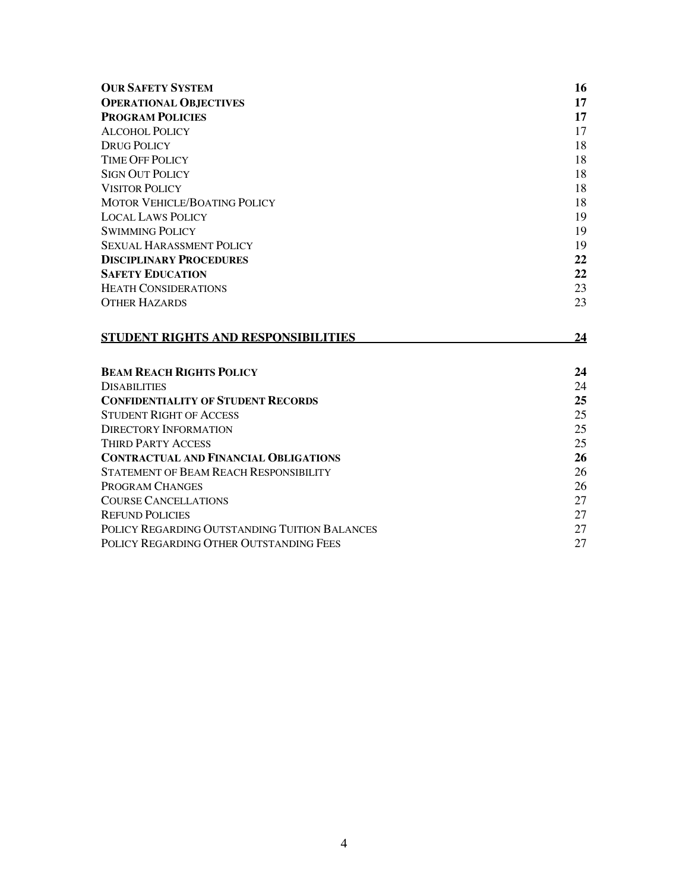**OUR SAFETY SYSTEM** **16**
**OPERATIONAL OBJECTIVES** **17**
**PROGRAM POLICIES** **17**
ALCOHOL POLICY 17
DRUG POLICY 18
TIME OFF POLICY 18
SIGN OUT POLICY 18
VISITOR POLICY 18
MOTOR VEHICLE/BOATING POLICY 18
LOCAL LAWS POLICY 19
SWIMMING POLICY 19
SEXUAL HARASSMENT POLICY 19
**DISCIPLINARY PROCEDURES** **22**
**SAFETY EDUCATION** **22**
HEATH CONSIDERATIONS 23
OTHER HAZARDS 23

**STUDENT RIGHTS AND RESPONSIBILITIES** **24**

**BEAM REACH RIGHTS POLICY** **24**
DISABILITIES 24
**CONFIDENTIALITY OF STUDENT RECORDS** **25**
STUDENT RIGHT OF ACCESS 25
DIRECTORY INFORMATION 25
THIRD PARTY ACCESS 25
**CONTRACTUAL AND FINANCIAL OBLIGATIONS** **26**
STATEMENT OF BEAM REACH RESPONSIBILITY 26
PROGRAM CHANGES 26
COURSE CANCELLATIONS 27
REFUND POLICIES 27
POLICY REGARDING OUTSTANDING TUITION BALANCES 27
POLICY REGARDING OTHER OUTSTANDING FEES 27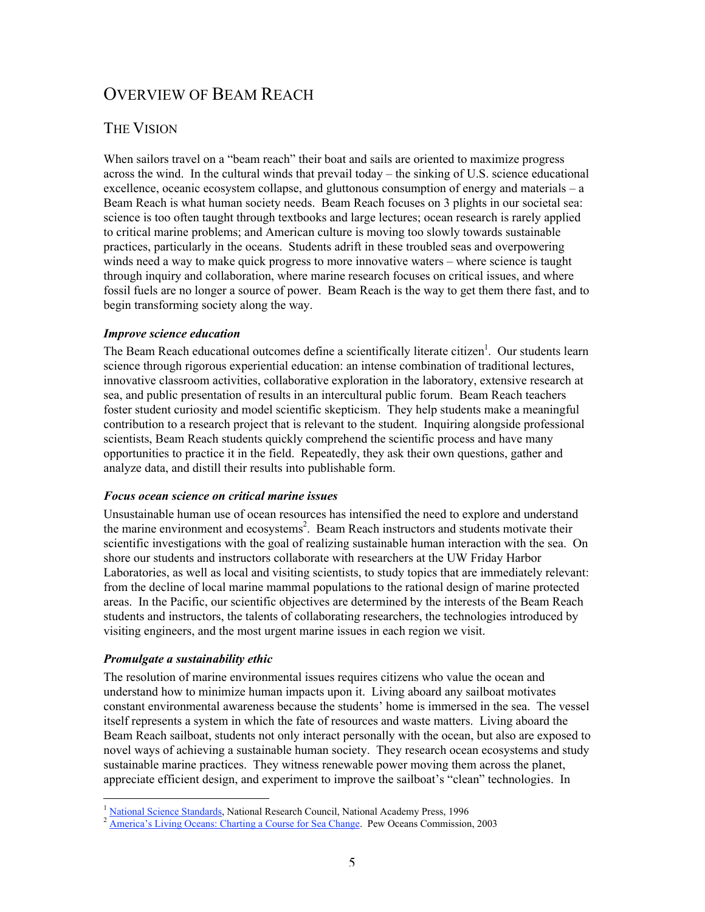# Overview of Beam Reach

## The Vision

When sailors travel on a "beam reach" their boat and sails are oriented to maximize progress across the wind. In the cultural winds that prevail today – the sinking of U.S. science educational excellence, oceanic ecosystem collapse, and gluttonous consumption of energy and materials – a Beam Reach is what human society needs. Beam Reach focuses on 3 plights in our societal sea: science is too often taught through textbooks and large lectures; ocean research is rarely applied to critical marine problems; and American culture is moving too slowly towards sustainable practices, particularly in the oceans. Students adrift in these troubled seas and overpowering winds need a way to make quick progress to more innovative waters – where science is taught through inquiry and collaboration, where marine research focuses on critical issues, and where fossil fuels are no longer a source of power. Beam Reach is the way to get them there fast, and to begin transforming society along the way.

***Improve science education***

The Beam Reach educational outcomes define a scientifically literate citizen[1]. Our students learn science through rigorous experiential education: an intense combination of traditional lectures, innovative classroom activities, collaborative exploration in the laboratory, extensive research at sea, and public presentation of results in an intercultural public forum. Beam Reach teachers foster student curiosity and model scientific skepticism. They help students make a meaningful contribution to a research project that is relevant to the student. Inquiring alongside professional scientists, Beam Reach students quickly comprehend the scientific process and have many opportunities to practice it in the field. Repeatedly, they ask their own questions, gather and analyze data, and distill their results into publishable form.

***Focus ocean science on critical marine issues***

Unsustainable human use of ocean resources has intensified the need to explore and understand the marine environment and ecosystems[2]. Beam Reach instructors and students motivate their scientific investigations with the goal of realizing sustainable human interaction with the sea. On shore our students and instructors collaborate with researchers at the UW Friday Harbor Laboratories, as well as local and visiting scientists, to study topics that are immediately relevant: from the decline of local marine mammal populations to the rational design of marine protected areas. In the Pacific, our scientific objectives are determined by the interests of the Beam Reach students and instructors, the talents of collaborating researchers, the technologies introduced by visiting engineers, and the most urgent marine issues in each region we visit.

***Promulgate a sustainability ethic***

The resolution of marine environmental issues requires citizens who value the ocean and understand how to minimize human impacts upon it. Living aboard any sailboat motivates constant environmental awareness because the students' home is immersed in the sea. The vessel itself represents a system in which the fate of resources and waste matters. Living aboard the Beam Reach sailboat, students not only interact personally with the ocean, but also are exposed to novel ways of achieving a sustainable human society. They research ocean ecosystems and study sustainable marine practices. They witness renewable power moving them across the planet, appreciate efficient design, and experiment to improve the sailboat's "clean" technologies. In

---

[1] National Science Standards, National Research Council, National Academy Press, 1996

[2] America's Living Oceans: Charting a Course for Sea Change. Pew Oceans Commission, 2003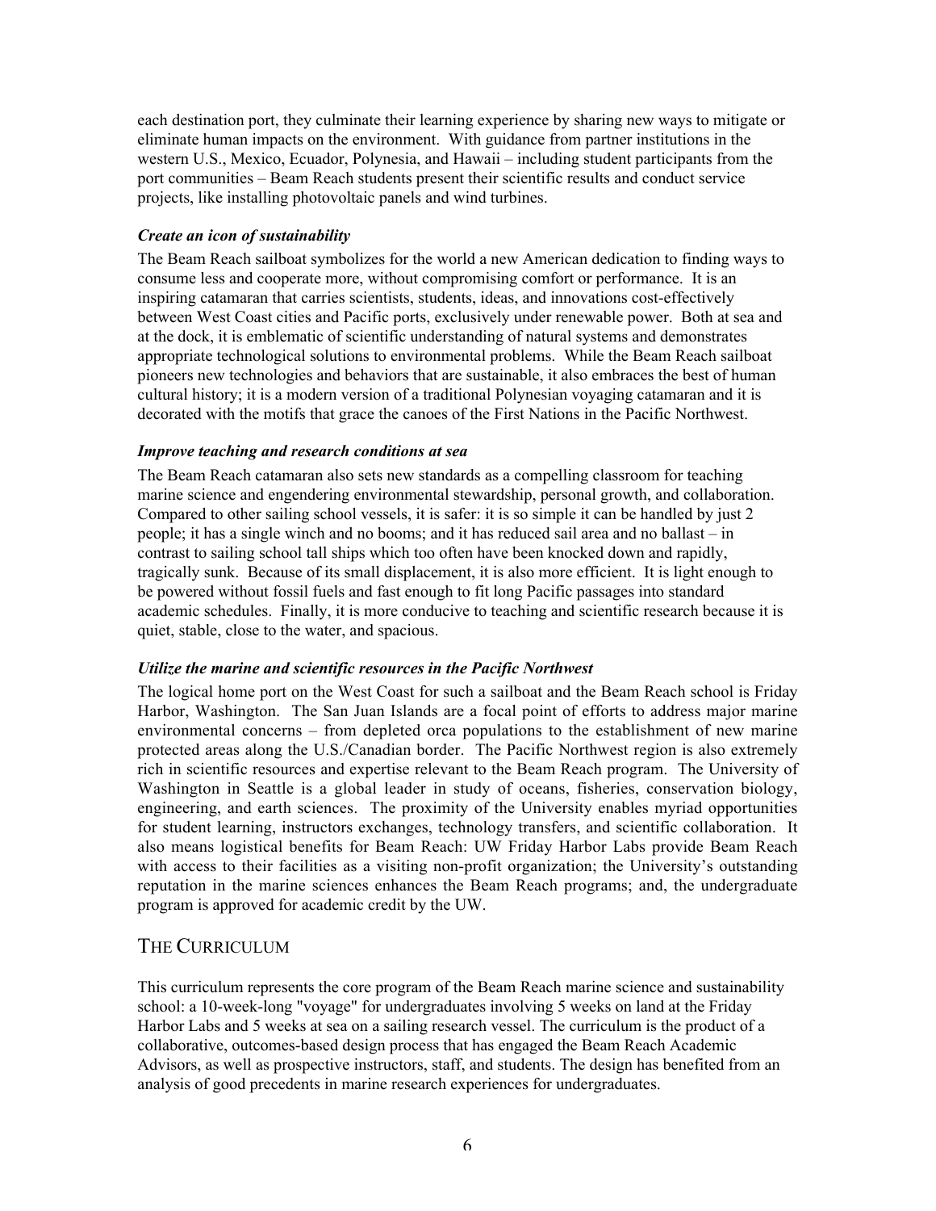each destination port, they culminate their learning experience by sharing new ways to mitigate or eliminate human impacts on the environment. With guidance from partner institutions in the western U.S., Mexico, Ecuador, Polynesia, and Hawaii – including student participants from the port communities – Beam Reach students present their scientific results and conduct service projects, like installing photovoltaic panels and wind turbines.

### *Create an icon of sustainability*

The Beam Reach sailboat symbolizes for the world a new American dedication to finding ways to consume less and cooperate more, without compromising comfort or performance. It is an inspiring catamaran that carries scientists, students, ideas, and innovations cost-effectively between West Coast cities and Pacific ports, exclusively under renewable power. Both at sea and at the dock, it is emblematic of scientific understanding of natural systems and demonstrates appropriate technological solutions to environmental problems. While the Beam Reach sailboat pioneers new technologies and behaviors that are sustainable, it also embraces the best of human cultural history; it is a modern version of a traditional Polynesian voyaging catamaran and it is decorated with the motifs that grace the canoes of the First Nations in the Pacific Northwest.

### *Improve teaching and research conditions at sea*

The Beam Reach catamaran also sets new standards as a compelling classroom for teaching marine science and engendering environmental stewardship, personal growth, and collaboration. Compared to other sailing school vessels, it is safer: it is so simple it can be handled by just 2 people; it has a single winch and no booms; and it has reduced sail area and no ballast – in contrast to sailing school tall ships which too often have been knocked down and rapidly, tragically sunk. Because of its small displacement, it is also more efficient. It is light enough to be powered without fossil fuels and fast enough to fit long Pacific passages into standard academic schedules. Finally, it is more conducive to teaching and scientific research because it is quiet, stable, close to the water, and spacious.

### *Utilize the marine and scientific resources in the Pacific Northwest*

The logical home port on the West Coast for such a sailboat and the Beam Reach school is Friday Harbor, Washington. The San Juan Islands are a focal point of efforts to address major marine environmental concerns – from depleted orca populations to the establishment of new marine protected areas along the U.S./Canadian border. The Pacific Northwest region is also extremely rich in scientific resources and expertise relevant to the Beam Reach program. The University of Washington in Seattle is a global leader in study of oceans, fisheries, conservation biology, engineering, and earth sciences. The proximity of the University enables myriad opportunities for student learning, instructors exchanges, technology transfers, and scientific collaboration. It also means logistical benefits for Beam Reach: UW Friday Harbor Labs provide Beam Reach with access to their facilities as a visiting non-profit organization; the University's outstanding reputation in the marine sciences enhances the Beam Reach programs; and, the undergraduate program is approved for academic credit by the UW.

## THE CURRICULUM

This curriculum represents the core program of the Beam Reach marine science and sustainability school: a 10-week-long "voyage" for undergraduates involving 5 weeks on land at the Friday Harbor Labs and 5 weeks at sea on a sailing research vessel. The curriculum is the product of a collaborative, outcomes-based design process that has engaged the Beam Reach Academic Advisors, as well as prospective instructors, staff, and students. The design has benefited from an analysis of good precedents in marine research experiences for undergraduates.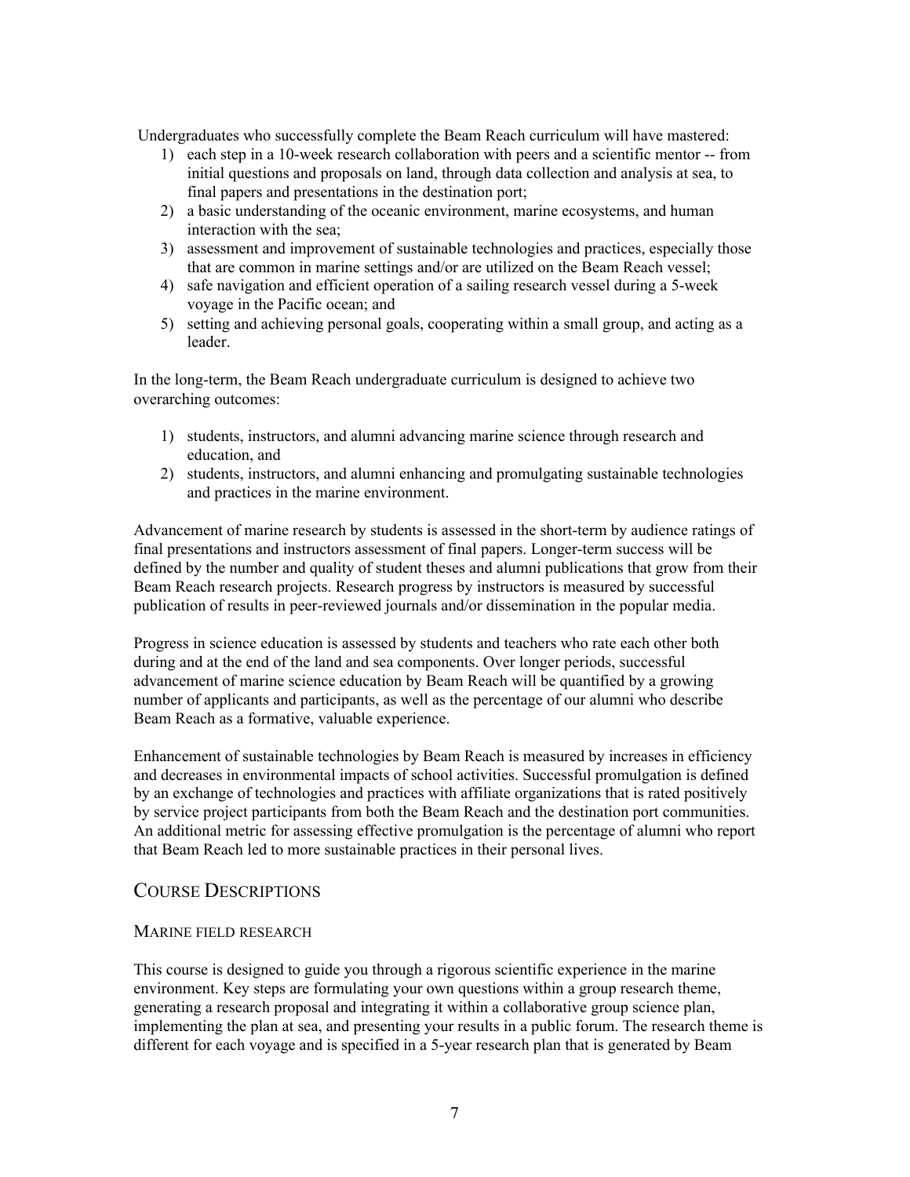Undergraduates who successfully complete the Beam Reach curriculum will have mastered:

1) each step in a 10-week research collaboration with peers and a scientific mentor -- from initial questions and proposals on land, through data collection and analysis at sea, to final papers and presentations in the destination port;
2) a basic understanding of the oceanic environment, marine ecosystems, and human interaction with the sea;
3) assessment and improvement of sustainable technologies and practices, especially those that are common in marine settings and/or are utilized on the Beam Reach vessel;
4) safe navigation and efficient operation of a sailing research vessel during a 5-week voyage in the Pacific ocean; and
5) setting and achieving personal goals, cooperating within a small group, and acting as a leader.

In the long-term, the Beam Reach undergraduate curriculum is designed to achieve two overarching outcomes:

1) students, instructors, and alumni advancing marine science through research and education, and
2) students, instructors, and alumni enhancing and promulgating sustainable technologies and practices in the marine environment.

Advancement of marine research by students is assessed in the short-term by audience ratings of final presentations and instructors assessment of final papers. Longer-term success will be defined by the number and quality of student theses and alumni publications that grow from their Beam Reach research projects. Research progress by instructors is measured by successful publication of results in peer-reviewed journals and/or dissemination in the popular media.

Progress in science education is assessed by students and teachers who rate each other both during and at the end of the land and sea components. Over longer periods, successful advancement of marine science education by Beam Reach will be quantified by a growing number of applicants and participants, as well as the percentage of our alumni who describe Beam Reach as a formative, valuable experience.

Enhancement of sustainable technologies by Beam Reach is measured by increases in efficiency and decreases in environmental impacts of school activities. Successful promulgation is defined by an exchange of technologies and practices with affiliate organizations that is rated positively by service project participants from both the Beam Reach and the destination port communities. An additional metric for assessing effective promulgation is the percentage of alumni who report that Beam Reach led to more sustainable practices in their personal lives.

## COURSE DESCRIPTIONS

### MARINE FIELD RESEARCH

This course is designed to guide you through a rigorous scientific experience in the marine environment. Key steps are formulating your own questions within a group research theme, generating a research proposal and integrating it within a collaborative group science plan, implementing the plan at sea, and presenting your results in a public forum. The research theme is different for each voyage and is specified in a 5-year research plan that is generated by Beam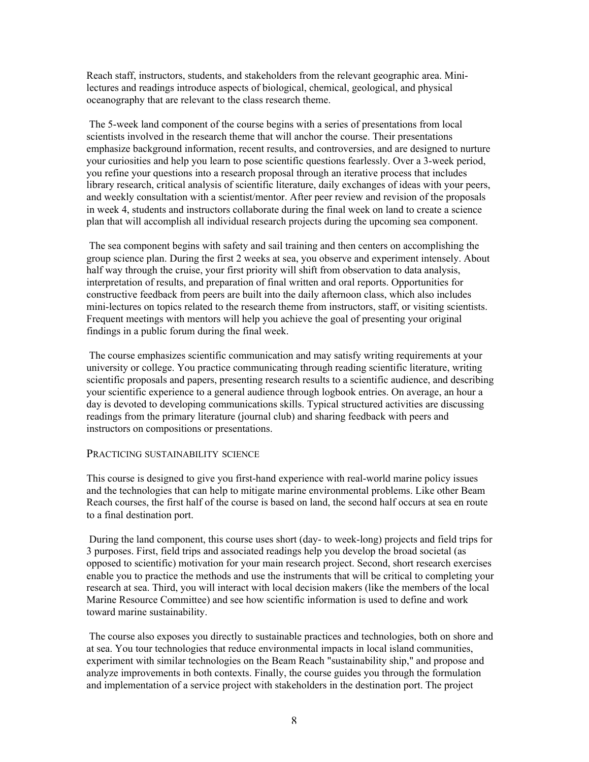Reach staff, instructors, students, and stakeholders from the relevant geographic area. Mini-lectures and readings introduce aspects of biological, chemical, geological, and physical oceanography that are relevant to the class research theme.

The 5-week land component of the course begins with a series of presentations from local scientists involved in the research theme that will anchor the course. Their presentations emphasize background information, recent results, and controversies, and are designed to nurture your curiosities and help you learn to pose scientific questions fearlessly. Over a 3-week period, you refine your questions into a research proposal through an iterative process that includes library research, critical analysis of scientific literature, daily exchanges of ideas with your peers, and weekly consultation with a scientist/mentor. After peer review and revision of the proposals in week 4, students and instructors collaborate during the final week on land to create a science plan that will accomplish all individual research projects during the upcoming sea component.

The sea component begins with safety and sail training and then centers on accomplishing the group science plan. During the first 2 weeks at sea, you observe and experiment intensely. About half way through the cruise, your first priority will shift from observation to data analysis, interpretation of results, and preparation of final written and oral reports. Opportunities for constructive feedback from peers are built into the daily afternoon class, which also includes mini-lectures on topics related to the research theme from instructors, staff, or visiting scientists. Frequent meetings with mentors will help you achieve the goal of presenting your original findings in a public forum during the final week.

The course emphasizes scientific communication and may satisfy writing requirements at your university or college. You practice communicating through reading scientific literature, writing scientific proposals and papers, presenting research results to a scientific audience, and describing your scientific experience to a general audience through logbook entries. On average, an hour a day is devoted to developing communications skills. Typical structured activities are discussing readings from the primary literature (journal club) and sharing feedback with peers and instructors on compositions or presentations.

## PRACTICING SUSTAINABILITY SCIENCE

This course is designed to give you first-hand experience with real-world marine policy issues and the technologies that can help to mitigate marine environmental problems. Like other Beam Reach courses, the first half of the course is based on land, the second half occurs at sea en route to a final destination port.

During the land component, this course uses short (day- to week-long) projects and field trips for 3 purposes. First, field trips and associated readings help you develop the broad societal (as opposed to scientific) motivation for your main research project. Second, short research exercises enable you to practice the methods and use the instruments that will be critical to completing your research at sea. Third, you will interact with local decision makers (like the members of the local Marine Resource Committee) and see how scientific information is used to define and work toward marine sustainability.

The course also exposes you directly to sustainable practices and technologies, both on shore and at sea. You tour technologies that reduce environmental impacts in local island communities, experiment with similar technologies on the Beam Reach "sustainability ship," and propose and analyze improvements in both contexts. Finally, the course guides you through the formulation and implementation of a service project with stakeholders in the destination port. The project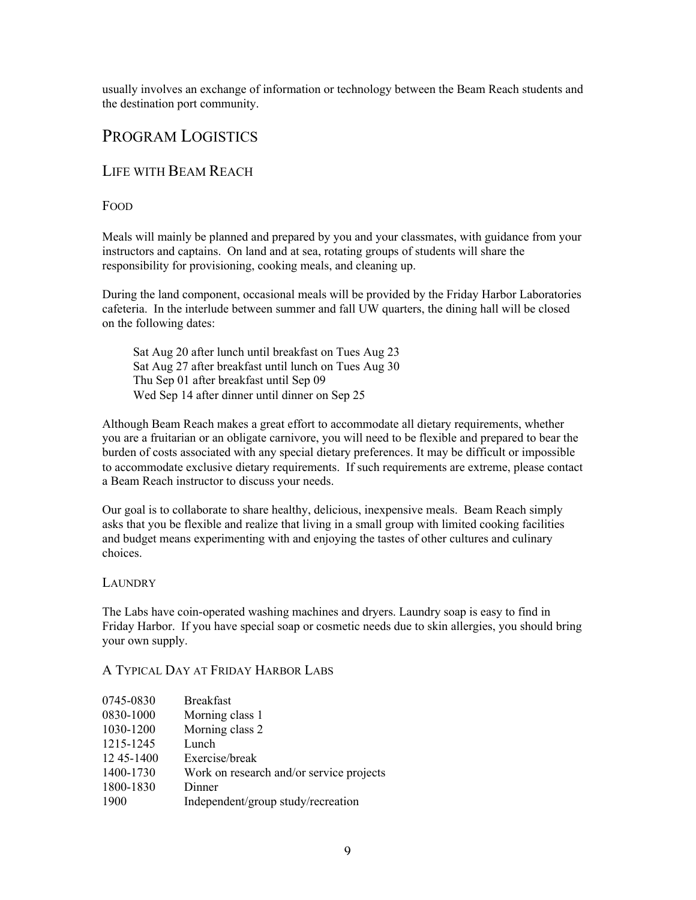usually involves an exchange of information or technology between the Beam Reach students and the destination port community.

# Program Logistics

## Life with Beam Reach

### Food

Meals will mainly be planned and prepared by you and your classmates, with guidance from your instructors and captains. On land and at sea, rotating groups of students will share the responsibility for provisioning, cooking meals, and cleaning up.

During the land component, occasional meals will be provided by the Friday Harbor Laboratories cafeteria. In the interlude between summer and fall UW quarters, the dining hall will be closed on the following dates:

Sat Aug 20 after lunch until breakfast on Tues Aug 23
Sat Aug 27 after breakfast until lunch on Tues Aug 30
Thu Sep 01 after breakfast until Sep 09
Wed Sep 14 after dinner until dinner on Sep 25

Although Beam Reach makes a great effort to accommodate all dietary requirements, whether you are a fruitarian or an obligate carnivore, you will need to be flexible and prepared to bear the burden of costs associated with any special dietary preferences. It may be difficult or impossible to accommodate exclusive dietary requirements. If such requirements are extreme, please contact a Beam Reach instructor to discuss your needs.

Our goal is to collaborate to share healthy, delicious, inexpensive meals. Beam Reach simply asks that you be flexible and realize that living in a small group with limited cooking facilities and budget means experimenting with and enjoying the tastes of other cultures and culinary choices.

### Laundry

The Labs have coin-operated washing machines and dryers. Laundry soap is easy to find in Friday Harbor. If you have special soap or cosmetic needs due to skin allergies, you should bring your own supply.

### A Typical Day at Friday Harbor Labs

| | |
|---|---|
| 0745-0830 | Breakfast |
| 0830-1000 | Morning class 1 |
| 1030-1200 | Morning class 2 |
| 1215-1245 | Lunch |
| 12 45-1400 | Exercise/break |
| 1400-1730 | Work on research and/or service projects |
| 1800-1830 | Dinner |
| 1900 | Independent/group study/recreation |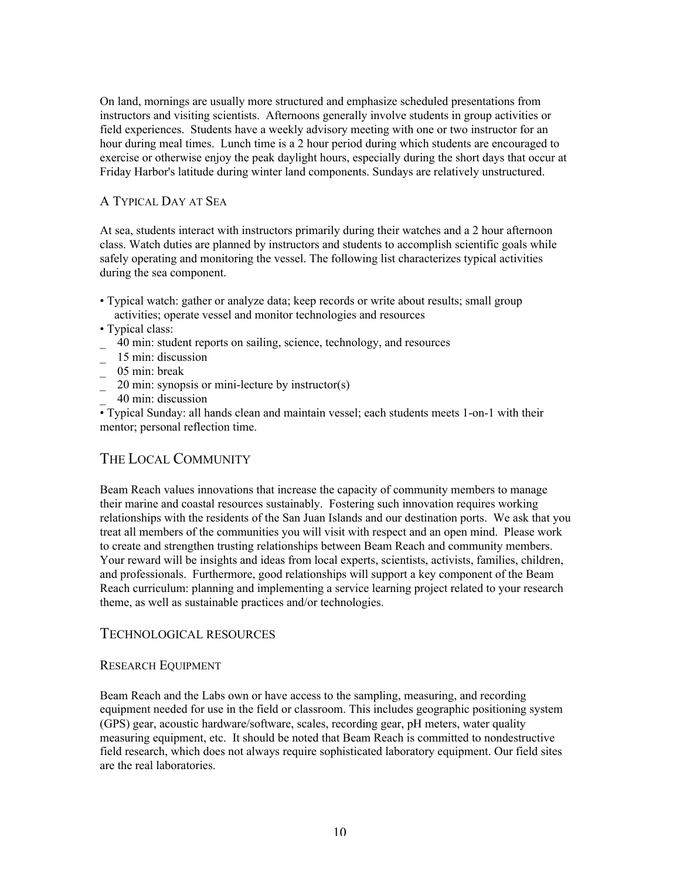On land, mornings are usually more structured and emphasize scheduled presentations from instructors and visiting scientists. Afternoons generally involve students in group activities or field experiences. Students have a weekly advisory meeting with one or two instructor for an hour during meal times. Lunch time is a 2 hour period during which students are encouraged to exercise or otherwise enjoy the peak daylight hours, especially during the short days that occur at Friday Harbor's latitude during winter land components. Sundays are relatively unstructured.

### A Typical Day at Sea

At sea, students interact with instructors primarily during their watches and a 2 hour afternoon class. Watch duties are planned by instructors and students to accomplish scientific goals while safely operating and monitoring the vessel. The following list characterizes typical activities during the sea component.

- Typical watch: gather or analyze data; keep records or write about results; small group activities; operate vessel and monitor technologies and resources
- Typical class:
  - 40 min: student reports on sailing, science, technology, and resources
  - 15 min: discussion
  - 05 min: break
  - 20 min: synopsis or mini-lecture by instructor(s)
  - 40 min: discussion
- Typical Sunday: all hands clean and maintain vessel; each students meets 1-on-1 with their mentor; personal reflection time.

## The Local Community

Beam Reach values innovations that increase the capacity of community members to manage their marine and coastal resources sustainably. Fostering such innovation requires working relationships with the residents of the San Juan Islands and our destination ports. We ask that you treat all members of the communities you will visit with respect and an open mind. Please work to create and strengthen trusting relationships between Beam Reach and community members. Your reward will be insights and ideas from local experts, scientists, activists, families, children, and professionals. Furthermore, good relationships will support a key component of the Beam Reach curriculum: planning and implementing a service learning project related to your research theme, as well as sustainable practices and/or technologies.

## Technological resources

### Research Equipment

Beam Reach and the Labs own or have access to the sampling, measuring, and recording equipment needed for use in the field or classroom. This includes geographic positioning system (GPS) gear, acoustic hardware/software, scales, recording gear, pH meters, water quality measuring equipment, etc. It should be noted that Beam Reach is committed to nondestructive field research, which does not always require sophisticated laboratory equipment. Our field sites are the real laboratories.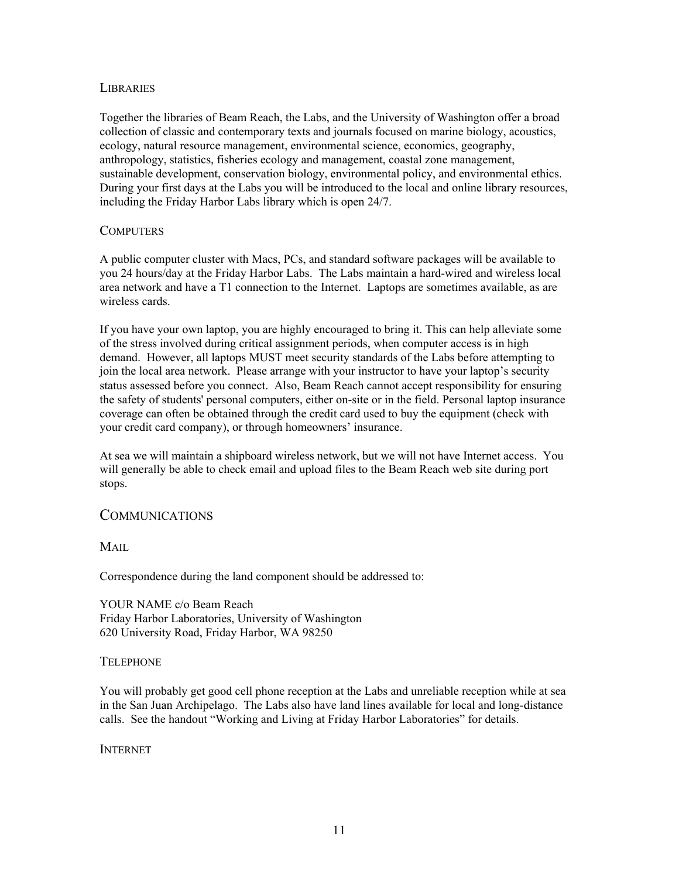### Libraries

Together the libraries of Beam Reach, the Labs, and the University of Washington offer a broad collection of classic and contemporary texts and journals focused on marine biology, acoustics, ecology, natural resource management, environmental science, economics, geography, anthropology, statistics, fisheries ecology and management, coastal zone management, sustainable development, conservation biology, environmental policy, and environmental ethics. During your first days at the Labs you will be introduced to the local and online library resources, including the Friday Harbor Labs library which is open 24/7.

### Computers

A public computer cluster with Macs, PCs, and standard software packages will be available to you 24 hours/day at the Friday Harbor Labs. The Labs maintain a hard-wired and wireless local area network and have a T1 connection to the Internet. Laptops are sometimes available, as are wireless cards.

If you have your own laptop, you are highly encouraged to bring it. This can help alleviate some of the stress involved during critical assignment periods, when computer access is in high demand. However, all laptops MUST meet security standards of the Labs before attempting to join the local area network. Please arrange with your instructor to have your laptop's security status assessed before you connect. Also, Beam Reach cannot accept responsibility for ensuring the safety of students' personal computers, either on-site or in the field. Personal laptop insurance coverage can often be obtained through the credit card used to buy the equipment (check with your credit card company), or through homeowners' insurance.

At sea we will maintain a shipboard wireless network, but we will not have Internet access. You will generally be able to check email and upload files to the Beam Reach web site during port stops.

## Communications

### Mail

Correspondence during the land component should be addressed to:

YOUR NAME c/o Beam Reach
Friday Harbor Laboratories, University of Washington
620 University Road, Friday Harbor, WA 98250

### Telephone

You will probably get good cell phone reception at the Labs and unreliable reception while at sea in the San Juan Archipelago. The Labs also have land lines available for local and long-distance calls. See the handout "Working and Living at Friday Harbor Laboratories" for details.

### Internet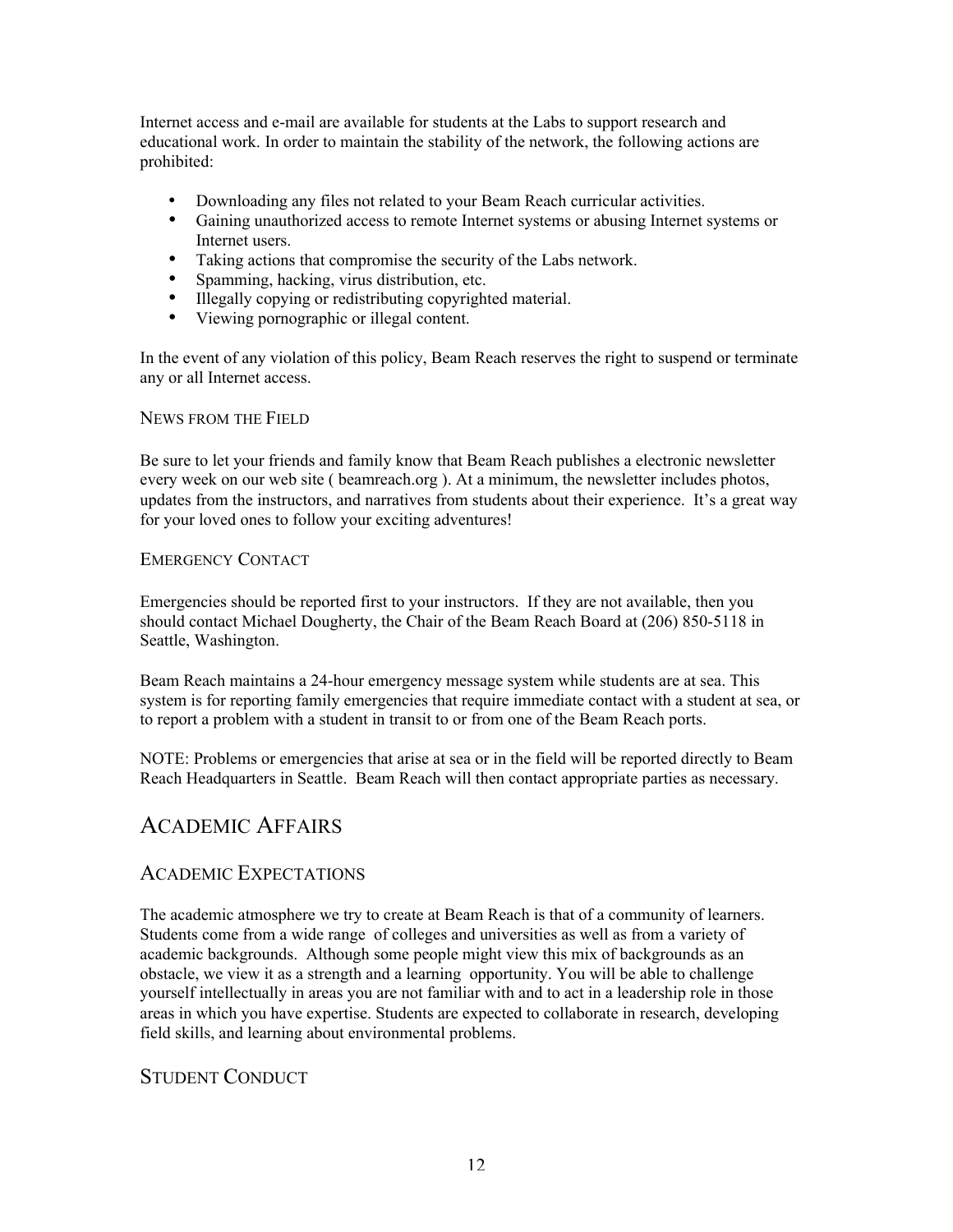Internet access and e-mail are available for students at the Labs to support research and educational work. In order to maintain the stability of the network, the following actions are prohibited:

- Downloading any files not related to your Beam Reach curricular activities.
- Gaining unauthorized access to remote Internet systems or abusing Internet systems or Internet users.
- Taking actions that compromise the security of the Labs network.
- Spamming, hacking, virus distribution, etc.
- Illegally copying or redistributing copyrighted material.
- Viewing pornographic or illegal content.

In the event of any violation of this policy, Beam Reach reserves the right to suspend or terminate any or all Internet access.

#### NEWS FROM THE FIELD

Be sure to let your friends and family know that Beam Reach publishes a electronic newsletter every week on our web site ( beamreach.org ). At a minimum, the newsletter includes photos, updates from the instructors, and narratives from students about their experience. It's a great way for your loved ones to follow your exciting adventures!

#### EMERGENCY CONTACT

Emergencies should be reported first to your instructors. If they are not available, then you should contact Michael Dougherty, the Chair of the Beam Reach Board at (206) 850-5118 in Seattle, Washington.

Beam Reach maintains a 24-hour emergency message system while students are at sea. This system is for reporting family emergencies that require immediate contact with a student at sea, or to report a problem with a student in transit to or from one of the Beam Reach ports.

NOTE: Problems or emergencies that arise at sea or in the field will be reported directly to Beam Reach Headquarters in Seattle. Beam Reach will then contact appropriate parties as necessary.

# ACADEMIC AFFAIRS

## ACADEMIC EXPECTATIONS

The academic atmosphere we try to create at Beam Reach is that of a community of learners. Students come from a wide range of colleges and universities as well as from a variety of academic backgrounds. Although some people might view this mix of backgrounds as an obstacle, we view it as a strength and a learning opportunity. You will be able to challenge yourself intellectually in areas you are not familiar with and to act in a leadership role in those areas in which you have expertise. Students are expected to collaborate in research, developing field skills, and learning about environmental problems.

## STUDENT CONDUCT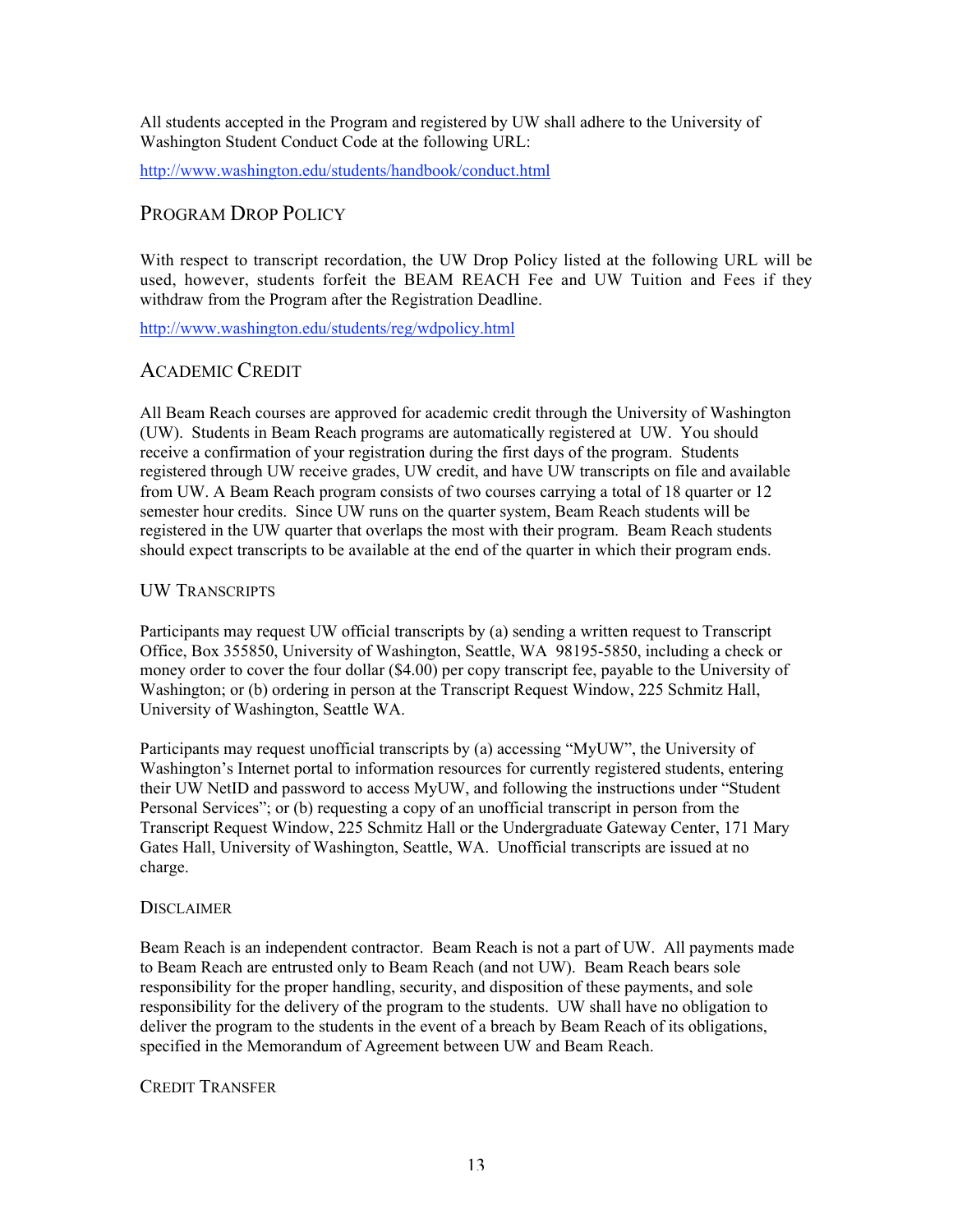All students accepted in the Program and registered by UW shall adhere to the University of Washington Student Conduct Code at the following URL:

http://www.washington.edu/students/handbook/conduct.html

## Program Drop Policy

With respect to transcript recordation, the UW Drop Policy listed at the following URL will be used, however, students forfeit the BEAM REACH Fee and UW Tuition and Fees if they withdraw from the Program after the Registration Deadline.

http://www.washington.edu/students/reg/wdpolicy.html

## Academic Credit

All Beam Reach courses are approved for academic credit through the University of Washington (UW). Students in Beam Reach programs are automatically registered at UW. You should receive a confirmation of your registration during the first days of the program. Students registered through UW receive grades, UW credit, and have UW transcripts on file and available from UW. A Beam Reach program consists of two courses carrying a total of 18 quarter or 12 semester hour credits. Since UW runs on the quarter system, Beam Reach students will be registered in the UW quarter that overlaps the most with their program. Beam Reach students should expect transcripts to be available at the end of the quarter in which their program ends.

### UW Transcripts

Participants may request UW official transcripts by (a) sending a written request to Transcript Office, Box 355850, University of Washington, Seattle, WA 98195-5850, including a check or money order to cover the four dollar ($4.00) per copy transcript fee, payable to the University of Washington; or (b) ordering in person at the Transcript Request Window, 225 Schmitz Hall, University of Washington, Seattle WA.

Participants may request unofficial transcripts by (a) accessing "MyUW", the University of Washington's Internet portal to information resources for currently registered students, entering their UW NetID and password to access MyUW, and following the instructions under "Student Personal Services"; or (b) requesting a copy of an unofficial transcript in person from the Transcript Request Window, 225 Schmitz Hall or the Undergraduate Gateway Center, 171 Mary Gates Hall, University of Washington, Seattle, WA. Unofficial transcripts are issued at no charge.

### Disclaimer

Beam Reach is an independent contractor. Beam Reach is not a part of UW. All payments made to Beam Reach are entrusted only to Beam Reach (and not UW). Beam Reach bears sole responsibility for the proper handling, security, and disposition of these payments, and sole responsibility for the delivery of the program to the students. UW shall have no obligation to deliver the program to the students in the event of a breach by Beam Reach of its obligations, specified in the Memorandum of Agreement between UW and Beam Reach.

### Credit Transfer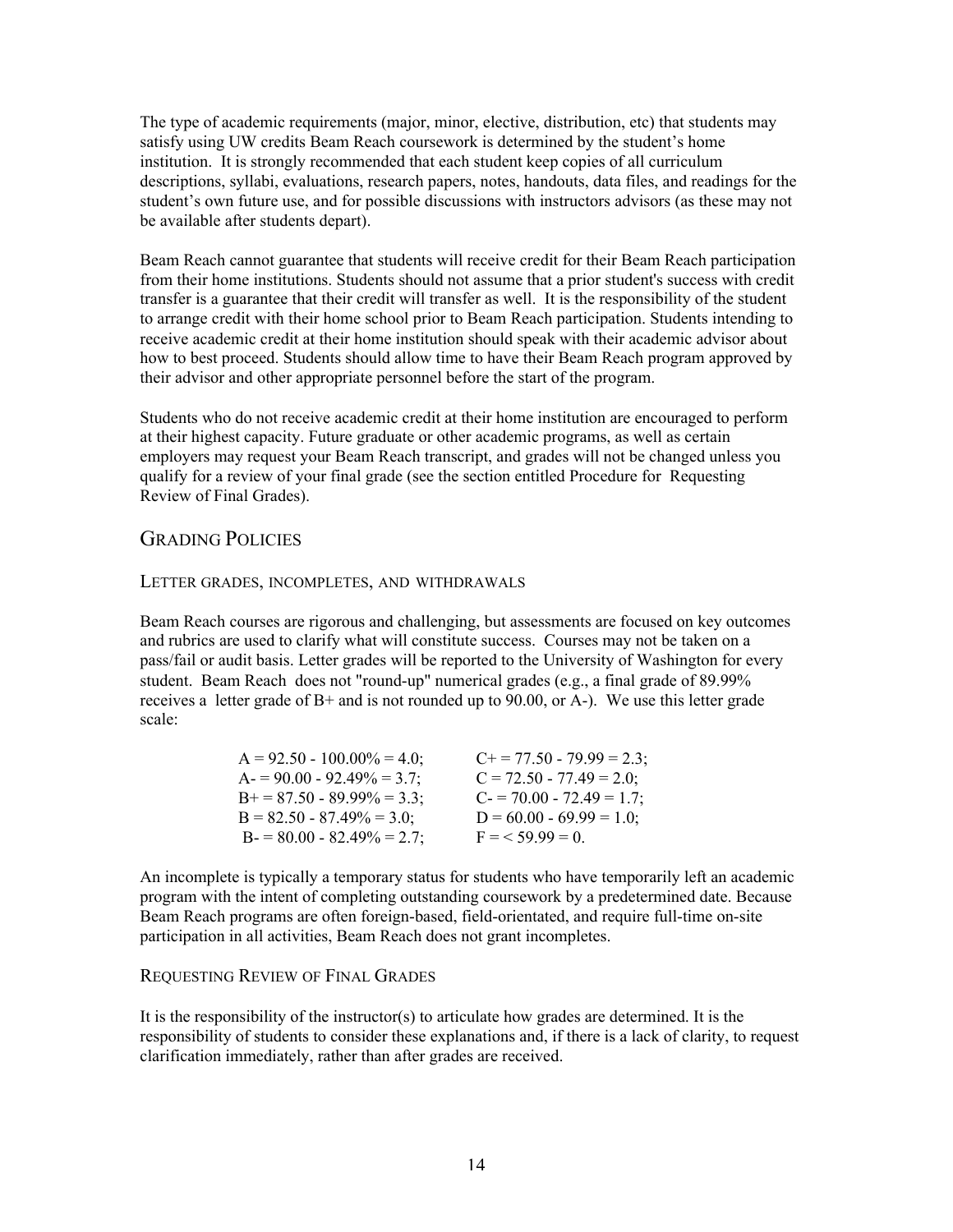The type of academic requirements (major, minor, elective, distribution, etc) that students may satisfy using UW credits Beam Reach coursework is determined by the student's home institution. It is strongly recommended that each student keep copies of all curriculum descriptions, syllabi, evaluations, research papers, notes, handouts, data files, and readings for the student's own future use, and for possible discussions with instructors advisors (as these may not be available after students depart).

Beam Reach cannot guarantee that students will receive credit for their Beam Reach participation from their home institutions. Students should not assume that a prior student's success with credit transfer is a guarantee that their credit will transfer as well. It is the responsibility of the student to arrange credit with their home school prior to Beam Reach participation. Students intending to receive academic credit at their home institution should speak with their academic advisor about how to best proceed. Students should allow time to have their Beam Reach program approved by their advisor and other appropriate personnel before the start of the program.

Students who do not receive academic credit at their home institution are encouraged to perform at their highest capacity. Future graduate or other academic programs, as well as certain employers may request your Beam Reach transcript, and grades will not be changed unless you qualify for a review of your final grade (see the section entitled Procedure for Requesting Review of Final Grades).

## Grading Policies

### Letter grades, incompletes, and withdrawals

Beam Reach courses are rigorous and challenging, but assessments are focused on key outcomes and rubrics are used to clarify what will constitute success. Courses may not be taken on a pass/fail or audit basis. Letter grades will be reported to the University of Washington for every student. Beam Reach does not "round-up" numerical grades (e.g., a final grade of 89.99% receives a letter grade of B+ and is not rounded up to 90.00, or A-). We use this letter grade scale:

A = 92.50 - 100.00% = 4.0;
A- = 90.00 - 92.49% = 3.7;
B+ = 87.50 - 89.99% = 3.3;
B = 82.50 - 87.49% = 3.0;
B- = 80.00 - 82.49% = 2.7;
C+ = 77.50 - 79.99 = 2.3;
C = 72.50 - 77.49 = 2.0;
C- = 70.00 - 72.49 = 1.7;
D = 60.00 - 69.99 = 1.0;
F = < 59.99 = 0.

An incomplete is typically a temporary status for students who have temporarily left an academic program with the intent of completing outstanding coursework by a predetermined date. Because Beam Reach programs are often foreign-based, field-orientated, and require full-time on-site participation in all activities, Beam Reach does not grant incompletes.

### Requesting Review of Final Grades

It is the responsibility of the instructor(s) to articulate how grades are determined. It is the responsibility of students to consider these explanations and, if there is a lack of clarity, to request clarification immediately, rather than after grades are received.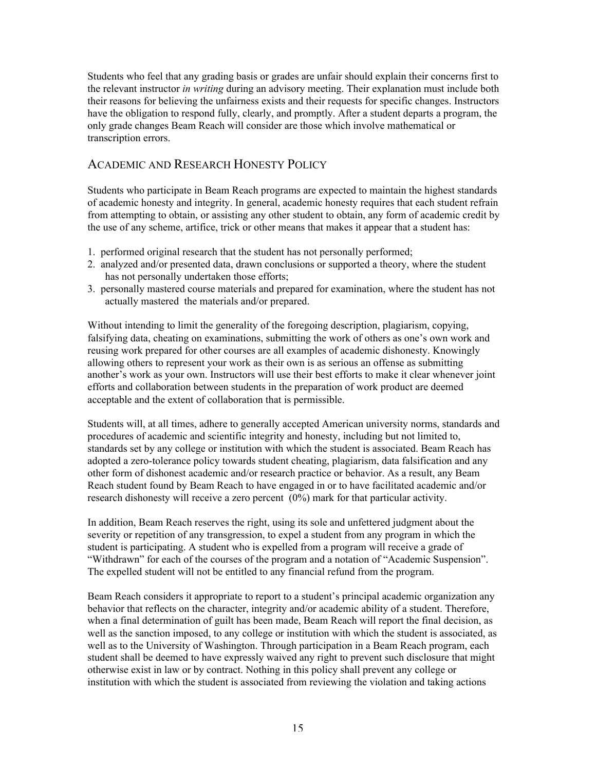Students who feel that any grading basis or grades are unfair should explain their concerns first to the relevant instructor *in writing* during an advisory meeting. Their explanation must include both their reasons for believing the unfairness exists and their requests for specific changes. Instructors have the obligation to respond fully, clearly, and promptly. After a student departs a program, the only grade changes Beam Reach will consider are those which involve mathematical or transcription errors.

## ACADEMIC AND RESEARCH HONESTY POLICY

Students who participate in Beam Reach programs are expected to maintain the highest standards of academic honesty and integrity. In general, academic honesty requires that each student refrain from attempting to obtain, or assisting any other student to obtain, any form of academic credit by the use of any scheme, artifice, trick or other means that makes it appear that a student has:

1. performed original research that the student has not personally performed;
2. analyzed and/or presented data, drawn conclusions or supported a theory, where the student has not personally undertaken those efforts;
3. personally mastered course materials and prepared for examination, where the student has not actually mastered the materials and/or prepared.

Without intending to limit the generality of the foregoing description, plagiarism, copying, falsifying data, cheating on examinations, submitting the work of others as one's own work and reusing work prepared for other courses are all examples of academic dishonesty. Knowingly allowing others to represent your work as their own is as serious an offense as submitting another's work as your own. Instructors will use their best efforts to make it clear whenever joint efforts and collaboration between students in the preparation of work product are deemed acceptable and the extent of collaboration that is permissible.

Students will, at all times, adhere to generally accepted American university norms, standards and procedures of academic and scientific integrity and honesty, including but not limited to, standards set by any college or institution with which the student is associated. Beam Reach has adopted a zero-tolerance policy towards student cheating, plagiarism, data falsification and any other form of dishonest academic and/or research practice or behavior. As a result, any Beam Reach student found by Beam Reach to have engaged in or to have facilitated academic and/or research dishonesty will receive a zero percent (0%) mark for that particular activity.

In addition, Beam Reach reserves the right, using its sole and unfettered judgment about the severity or repetition of any transgression, to expel a student from any program in which the student is participating. A student who is expelled from a program will receive a grade of "Withdrawn" for each of the courses of the program and a notation of "Academic Suspension". The expelled student will not be entitled to any financial refund from the program.

Beam Reach considers it appropriate to report to a student's principal academic organization any behavior that reflects on the character, integrity and/or academic ability of a student. Therefore, when a final determination of guilt has been made, Beam Reach will report the final decision, as well as the sanction imposed, to any college or institution with which the student is associated, as well as to the University of Washington. Through participation in a Beam Reach program, each student shall be deemed to have expressly waived any right to prevent such disclosure that might otherwise exist in law or by contract. Nothing in this policy shall prevent any college or institution with which the student is associated from reviewing the violation and taking actions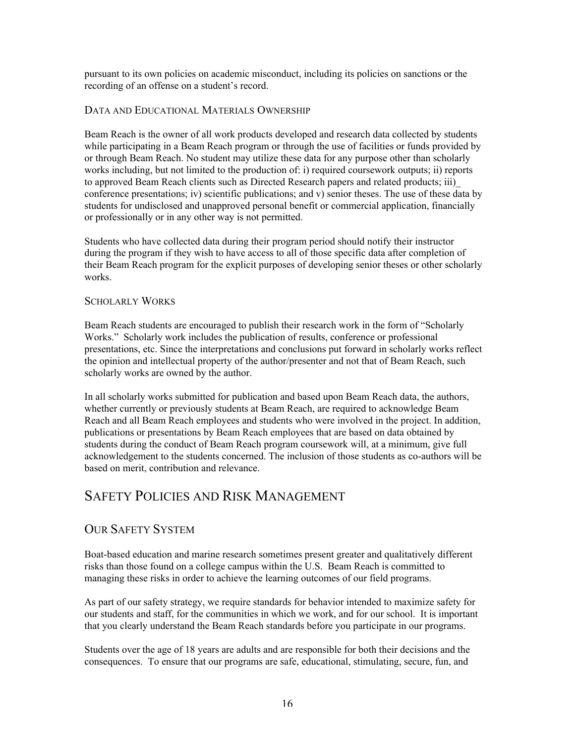pursuant to its own policies on academic misconduct, including its policies on sanctions or the recording of an offense on a student's record.

### Data and Educational Materials Ownership

Beam Reach is the owner of all work products developed and research data collected by students while participating in a Beam Reach program or through the use of facilities or funds provided by or through Beam Reach. No student may utilize these data for any purpose other than scholarly works including, but not limited to the production of: i) required coursework outputs; ii) reports to approved Beam Reach clients such as Directed Research papers and related products; iii)_ conference presentations; iv) scientific publications; and v) senior theses. The use of these data by students for undisclosed and unapproved personal benefit or commercial application, financially or professionally or in any other way is not permitted.

Students who have collected data during their program period should notify their instructor during the program if they wish to have access to all of those specific data after completion of their Beam Reach program for the explicit purposes of developing senior theses or other scholarly works.

### Scholarly Works

Beam Reach students are encouraged to publish their research work in the form of "Scholarly Works." Scholarly work includes the publication of results, conference or professional presentations, etc. Since the interpretations and conclusions put forward in scholarly works reflect the opinion and intellectual property of the author/presenter and not that of Beam Reach, such scholarly works are owned by the author.

In all scholarly works submitted for publication and based upon Beam Reach data, the authors, whether currently or previously students at Beam Reach, are required to acknowledge Beam Reach and all Beam Reach employees and students who were involved in the project. In addition, publications or presentations by Beam Reach employees that are based on data obtained by students during the conduct of Beam Reach program coursework will, at a minimum, give full acknowledgement to the students concerned. The inclusion of those students as co-authors will be based on merit, contribution and relevance.

# Safety Policies and Risk Management

## Our Safety System

Boat-based education and marine research sometimes present greater and qualitatively different risks than those found on a college campus within the U.S. Beam Reach is committed to managing these risks in order to achieve the learning outcomes of our field programs.

As part of our safety strategy, we require standards for behavior intended to maximize safety for our students and staff, for the communities in which we work, and for our school. It is important that you clearly understand the Beam Reach standards before you participate in our programs.

Students over the age of 18 years are adults and are responsible for both their decisions and the consequences. To ensure that our programs are safe, educational, stimulating, secure, fun, and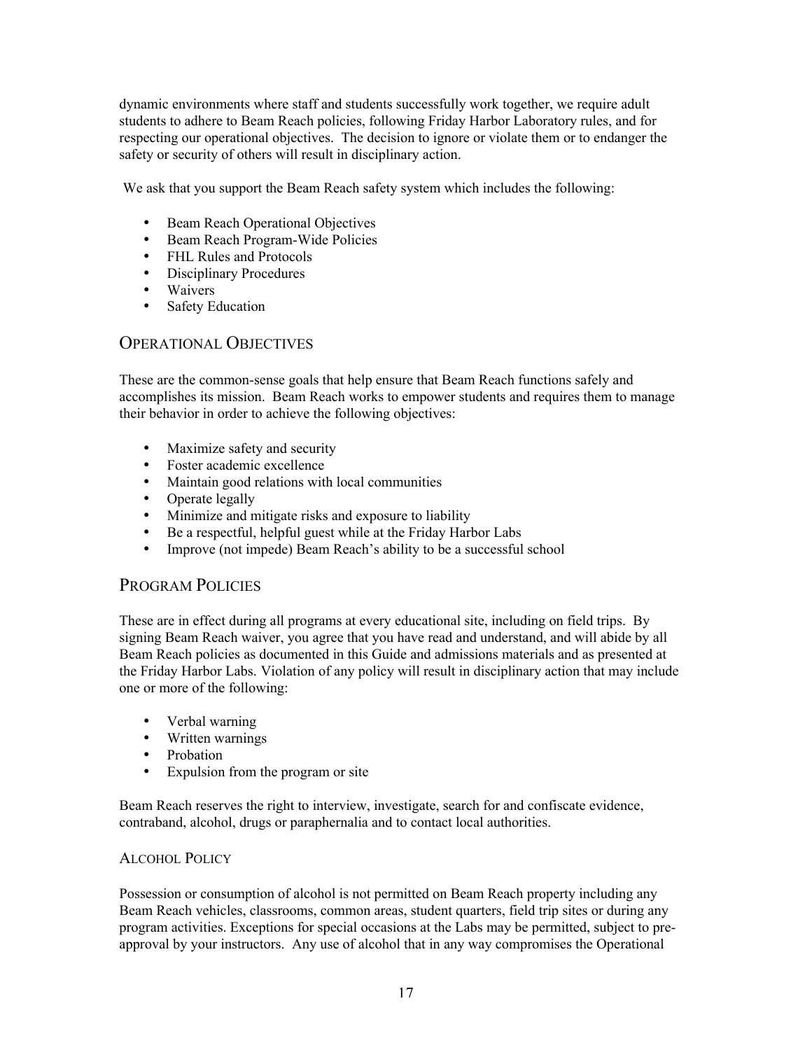dynamic environments where staff and students successfully work together, we require adult students to adhere to Beam Reach policies, following Friday Harbor Laboratory rules, and for respecting our operational objectives. The decision to ignore or violate them or to endanger the safety or security of others will result in disciplinary action.

We ask that you support the Beam Reach safety system which includes the following:

- Beam Reach Operational Objectives
- Beam Reach Program-Wide Policies
- FHL Rules and Protocols
- Disciplinary Procedures
- Waivers
- Safety Education

## Operational Objectives

These are the common-sense goals that help ensure that Beam Reach functions safely and accomplishes its mission. Beam Reach works to empower students and requires them to manage their behavior in order to achieve the following objectives:

- Maximize safety and security
- Foster academic excellence
- Maintain good relations with local communities
- Operate legally
- Minimize and mitigate risks and exposure to liability
- Be a respectful, helpful guest while at the Friday Harbor Labs
- Improve (not impede) Beam Reach's ability to be a successful school

## Program Policies

These are in effect during all programs at every educational site, including on field trips. By signing Beam Reach waiver, you agree that you have read and understand, and will abide by all Beam Reach policies as documented in this Guide and admissions materials and as presented at the Friday Harbor Labs. Violation of any policy will result in disciplinary action that may include one or more of the following:

- Verbal warning
- Written warnings
- Probation
- Expulsion from the program or site

Beam Reach reserves the right to interview, investigate, search for and confiscate evidence, contraband, alcohol, drugs or paraphernalia and to contact local authorities.

### Alcohol Policy

Possession or consumption of alcohol is not permitted on Beam Reach property including any Beam Reach vehicles, classrooms, common areas, student quarters, field trip sites or during any program activities. Exceptions for special occasions at the Labs may be permitted, subject to pre-approval by your instructors. Any use of alcohol that in any way compromises the Operational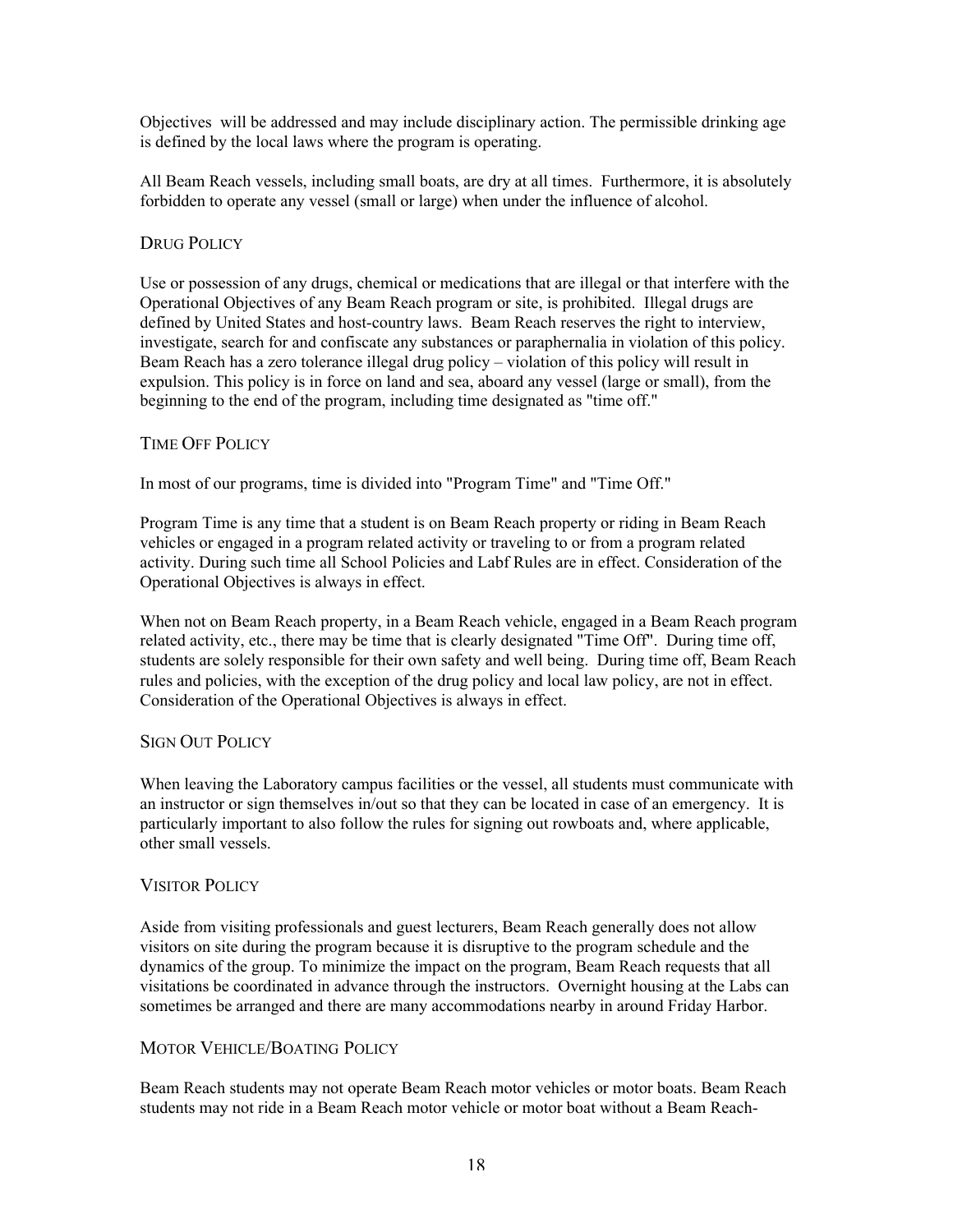Objectives  will be addressed and may include disciplinary action. The permissible drinking age is defined by the local laws where the program is operating.

All Beam Reach vessels, including small boats, are dry at all times.  Furthermore, it is absolutely forbidden to operate any vessel (small or large) when under the influence of alcohol.

### Drug Policy

Use or possession of any drugs, chemical or medications that are illegal or that interfere with the Operational Objectives of any Beam Reach program or site, is prohibited.  Illegal drugs are defined by United States and host-country laws.  Beam Reach reserves the right to interview, investigate, search for and confiscate any substances or paraphernalia in violation of this policy. Beam Reach has a zero tolerance illegal drug policy – violation of this policy will result in expulsion. This policy is in force on land and sea, aboard any vessel (large or small), from the beginning to the end of the program, including time designated as "time off."

### Time Off Policy

In most of our programs, time is divided into "Program Time" and "Time Off."

Program Time is any time that a student is on Beam Reach property or riding in Beam Reach vehicles or engaged in a program related activity or traveling to or from a program related activity. During such time all School Policies and Labf Rules are in effect. Consideration of the Operational Objectives is always in effect.

When not on Beam Reach property, in a Beam Reach vehicle, engaged in a Beam Reach program related activity, etc., there may be time that is clearly designated "Time Off".  During time off, students are solely responsible for their own safety and well being.  During time off, Beam Reach rules and policies, with the exception of the drug policy and local law policy, are not in effect. Consideration of the Operational Objectives is always in effect.

### Sign Out Policy

When leaving the Laboratory campus facilities or the vessel, all students must communicate with an instructor or sign themselves in/out so that they can be located in case of an emergency.  It is particularly important to also follow the rules for signing out rowboats and, where applicable, other small vessels.

### Visitor Policy

Aside from visiting professionals and guest lecturers, Beam Reach generally does not allow visitors on site during the program because it is disruptive to the program schedule and the dynamics of the group. To minimize the impact on the program, Beam Reach requests that all visitations be coordinated in advance through the instructors.  Overnight housing at the Labs can sometimes be arranged and there are many accommodations nearby in around Friday Harbor.

### Motor Vehicle/Boating Policy

Beam Reach students may not operate Beam Reach motor vehicles or motor boats. Beam Reach students may not ride in a Beam Reach motor vehicle or motor boat without a Beam Reach-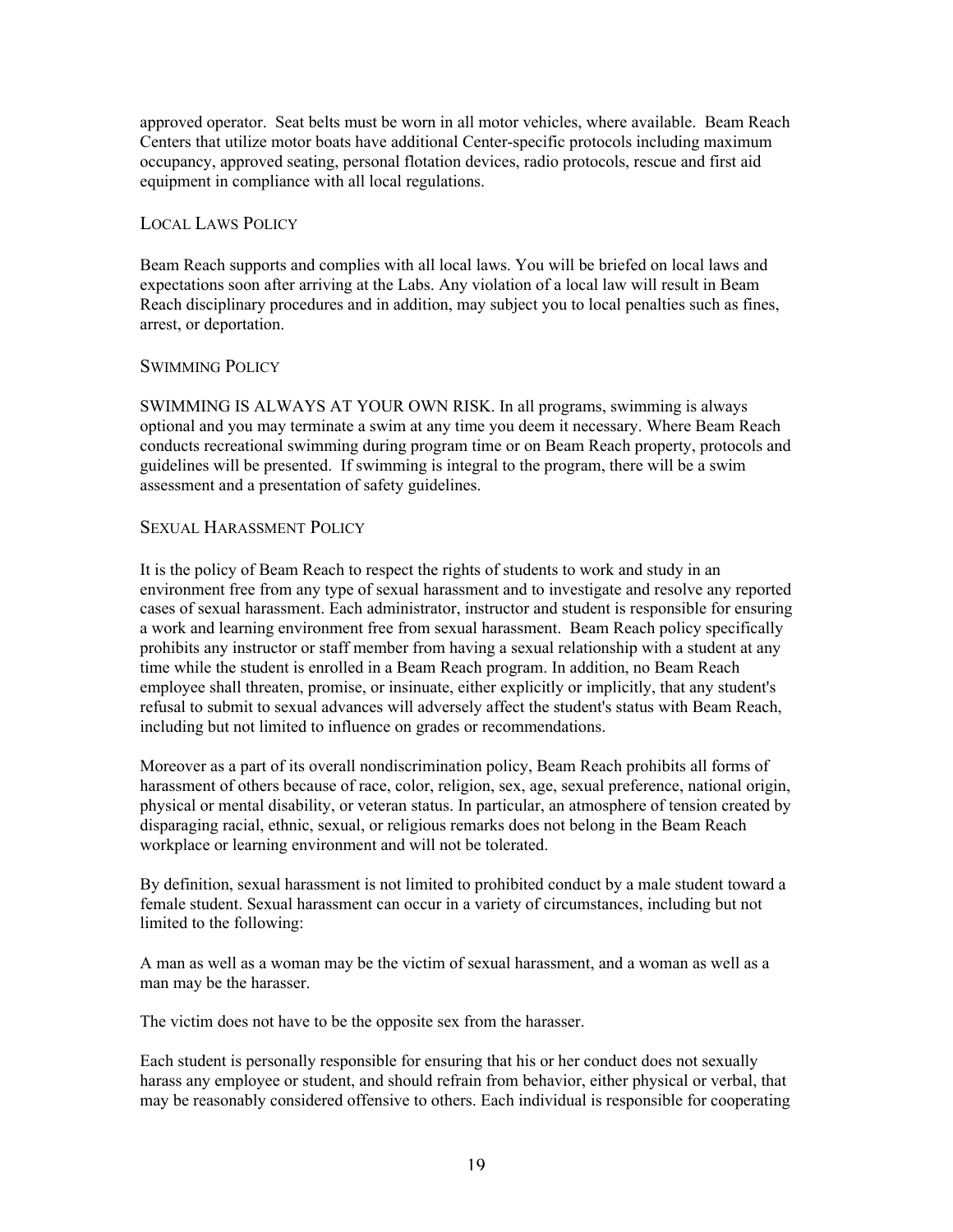approved operator. Seat belts must be worn in all motor vehicles, where available. Beam Reach Centers that utilize motor boats have additional Center-specific protocols including maximum occupancy, approved seating, personal flotation devices, radio protocols, rescue and first aid equipment in compliance with all local regulations.

### Local Laws Policy

Beam Reach supports and complies with all local laws. You will be briefed on local laws and expectations soon after arriving at the Labs. Any violation of a local law will result in Beam Reach disciplinary procedures and in addition, may subject you to local penalties such as fines, arrest, or deportation.

### Swimming Policy

SWIMMING IS ALWAYS AT YOUR OWN RISK. In all programs, swimming is always optional and you may terminate a swim at any time you deem it necessary. Where Beam Reach conducts recreational swimming during program time or on Beam Reach property, protocols and guidelines will be presented. If swimming is integral to the program, there will be a swim assessment and a presentation of safety guidelines.

### Sexual Harassment Policy

It is the policy of Beam Reach to respect the rights of students to work and study in an environment free from any type of sexual harassment and to investigate and resolve any reported cases of sexual harassment. Each administrator, instructor and student is responsible for ensuring a work and learning environment free from sexual harassment. Beam Reach policy specifically prohibits any instructor or staff member from having a sexual relationship with a student at any time while the student is enrolled in a Beam Reach program. In addition, no Beam Reach employee shall threaten, promise, or insinuate, either explicitly or implicitly, that any student's refusal to submit to sexual advances will adversely affect the student's status with Beam Reach, including but not limited to influence on grades or recommendations.

Moreover as a part of its overall nondiscrimination policy, Beam Reach prohibits all forms of harassment of others because of race, color, religion, sex, age, sexual preference, national origin, physical or mental disability, or veteran status. In particular, an atmosphere of tension created by disparaging racial, ethnic, sexual, or religious remarks does not belong in the Beam Reach workplace or learning environment and will not be tolerated.

By definition, sexual harassment is not limited to prohibited conduct by a male student toward a female student. Sexual harassment can occur in a variety of circumstances, including but not limited to the following:

A man as well as a woman may be the victim of sexual harassment, and a woman as well as a man may be the harasser.

The victim does not have to be the opposite sex from the harasser.

Each student is personally responsible for ensuring that his or her conduct does not sexually harass any employee or student, and should refrain from behavior, either physical or verbal, that may be reasonably considered offensive to others. Each individual is responsible for cooperating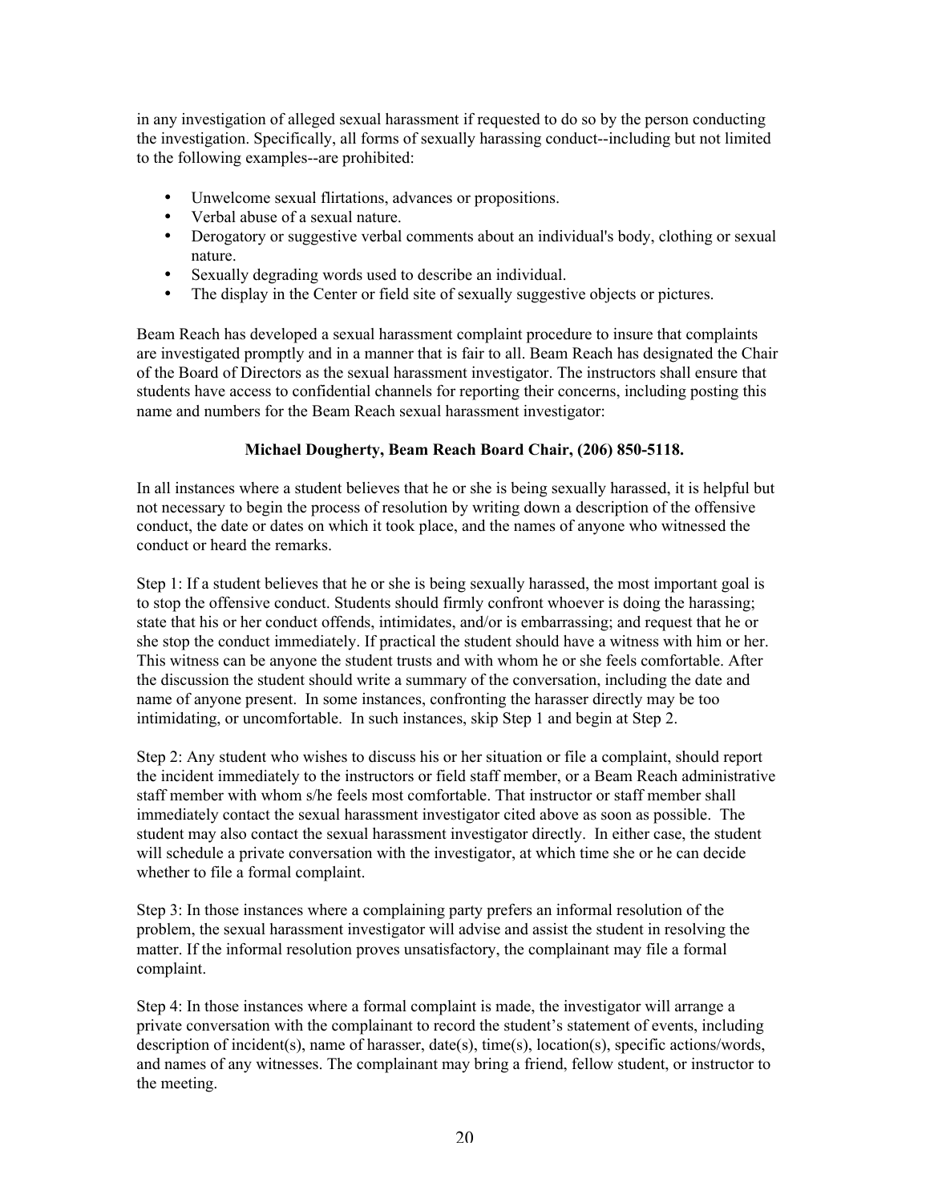in any investigation of alleged sexual harassment if requested to do so by the person conducting the investigation. Specifically, all forms of sexually harassing conduct--including but not limited to the following examples--are prohibited:

- Unwelcome sexual flirtations, advances or propositions.
- Verbal abuse of a sexual nature.
- Derogatory or suggestive verbal comments about an individual's body, clothing or sexual nature.
- Sexually degrading words used to describe an individual.
- The display in the Center or field site of sexually suggestive objects or pictures.

Beam Reach has developed a sexual harassment complaint procedure to insure that complaints are investigated promptly and in a manner that is fair to all. Beam Reach has designated the Chair of the Board of Directors as the sexual harassment investigator. The instructors shall ensure that students have access to confidential channels for reporting their concerns, including posting this name and numbers for the Beam Reach sexual harassment investigator:

**Michael Dougherty, Beam Reach Board Chair, (206) 850-5118.**

In all instances where a student believes that he or she is being sexually harassed, it is helpful but not necessary to begin the process of resolution by writing down a description of the offensive conduct, the date or dates on which it took place, and the names of anyone who witnessed the conduct or heard the remarks.

Step 1: If a student believes that he or she is being sexually harassed, the most important goal is to stop the offensive conduct. Students should firmly confront whoever is doing the harassing; state that his or her conduct offends, intimidates, and/or is embarrassing; and request that he or she stop the conduct immediately. If practical the student should have a witness with him or her. This witness can be anyone the student trusts and with whom he or she feels comfortable. After the discussion the student should write a summary of the conversation, including the date and name of anyone present. In some instances, confronting the harasser directly may be too intimidating, or uncomfortable. In such instances, skip Step 1 and begin at Step 2.

Step 2: Any student who wishes to discuss his or her situation or file a complaint, should report the incident immediately to the instructors or field staff member, or a Beam Reach administrative staff member with whom s/he feels most comfortable. That instructor or staff member shall immediately contact the sexual harassment investigator cited above as soon as possible. The student may also contact the sexual harassment investigator directly. In either case, the student will schedule a private conversation with the investigator, at which time she or he can decide whether to file a formal complaint.

Step 3: In those instances where a complaining party prefers an informal resolution of the problem, the sexual harassment investigator will advise and assist the student in resolving the matter. If the informal resolution proves unsatisfactory, the complainant may file a formal complaint.

Step 4: In those instances where a formal complaint is made, the investigator will arrange a private conversation with the complainant to record the student's statement of events, including description of incident(s), name of harasser, date(s), time(s), location(s), specific actions/words, and names of any witnesses. The complainant may bring a friend, fellow student, or instructor to the meeting.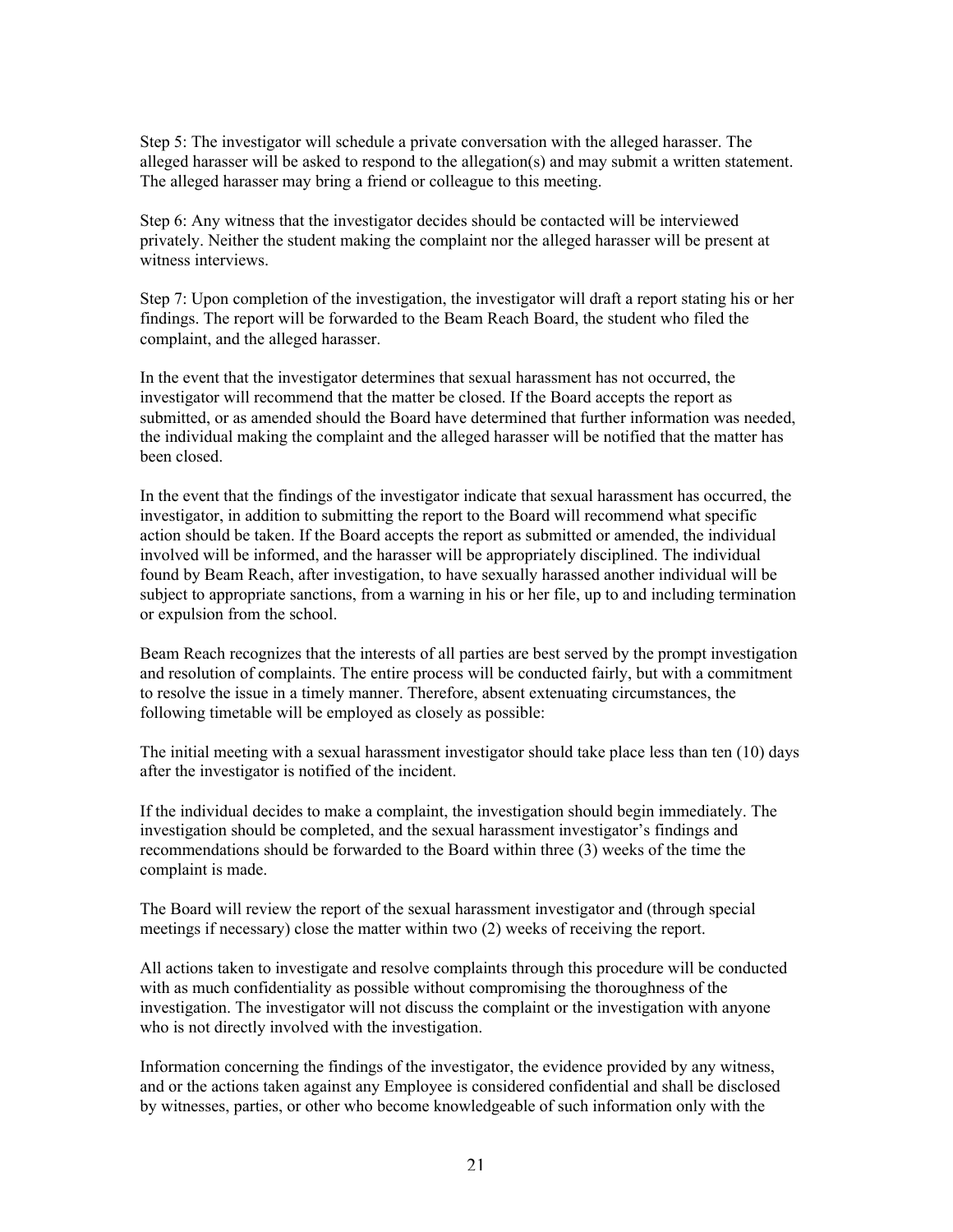Step 5: The investigator will schedule a private conversation with the alleged harasser. The alleged harasser will be asked to respond to the allegation(s) and may submit a written statement. The alleged harasser may bring a friend or colleague to this meeting.

Step 6: Any witness that the investigator decides should be contacted will be interviewed privately. Neither the student making the complaint nor the alleged harasser will be present at witness interviews.

Step 7: Upon completion of the investigation, the investigator will draft a report stating his or her findings. The report will be forwarded to the Beam Reach Board, the student who filed the complaint, and the alleged harasser.

In the event that the investigator determines that sexual harassment has not occurred, the investigator will recommend that the matter be closed. If the Board accepts the report as submitted, or as amended should the Board have determined that further information was needed, the individual making the complaint and the alleged harasser will be notified that the matter has been closed.

In the event that the findings of the investigator indicate that sexual harassment has occurred, the investigator, in addition to submitting the report to the Board will recommend what specific action should be taken. If the Board accepts the report as submitted or amended, the individual involved will be informed, and the harasser will be appropriately disciplined. The individual found by Beam Reach, after investigation, to have sexually harassed another individual will be subject to appropriate sanctions, from a warning in his or her file, up to and including termination or expulsion from the school.

Beam Reach recognizes that the interests of all parties are best served by the prompt investigation and resolution of complaints. The entire process will be conducted fairly, but with a commitment to resolve the issue in a timely manner. Therefore, absent extenuating circumstances, the following timetable will be employed as closely as possible:

The initial meeting with a sexual harassment investigator should take place less than ten (10) days after the investigator is notified of the incident.

If the individual decides to make a complaint, the investigation should begin immediately. The investigation should be completed, and the sexual harassment investigator's findings and recommendations should be forwarded to the Board within three (3) weeks of the time the complaint is made.

The Board will review the report of the sexual harassment investigator and (through special meetings if necessary) close the matter within two (2) weeks of receiving the report.

All actions taken to investigate and resolve complaints through this procedure will be conducted with as much confidentiality as possible without compromising the thoroughness of the investigation. The investigator will not discuss the complaint or the investigation with anyone who is not directly involved with the investigation.

Information concerning the findings of the investigator, the evidence provided by any witness, and or the actions taken against any Employee is considered confidential and shall be disclosed by witnesses, parties, or other who become knowledgeable of such information only with the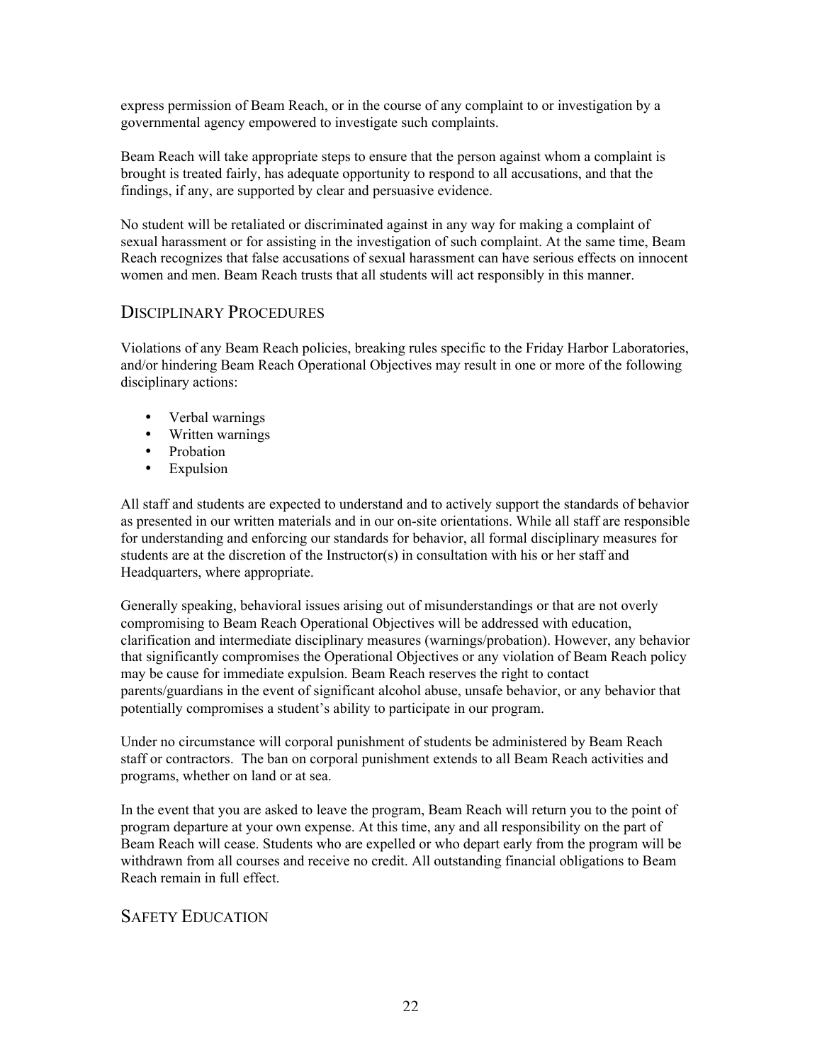express permission of Beam Reach, or in the course of any complaint to or investigation by a governmental agency empowered to investigate such complaints.

Beam Reach will take appropriate steps to ensure that the person against whom a complaint is brought is treated fairly, has adequate opportunity to respond to all accusations, and that the findings, if any, are supported by clear and persuasive evidence.

No student will be retaliated or discriminated against in any way for making a complaint of sexual harassment or for assisting in the investigation of such complaint. At the same time, Beam Reach recognizes that false accusations of sexual harassment can have serious effects on innocent women and men. Beam Reach trusts that all students will act responsibly in this manner.

## Disciplinary Procedures

Violations of any Beam Reach policies, breaking rules specific to the Friday Harbor Laboratories, and/or hindering Beam Reach Operational Objectives may result in one or more of the following disciplinary actions:

- Verbal warnings
- Written warnings
- Probation
- Expulsion

All staff and students are expected to understand and to actively support the standards of behavior as presented in our written materials and in our on-site orientations. While all staff are responsible for understanding and enforcing our standards for behavior, all formal disciplinary measures for students are at the discretion of the Instructor(s) in consultation with his or her staff and Headquarters, where appropriate.

Generally speaking, behavioral issues arising out of misunderstandings or that are not overly compromising to Beam Reach Operational Objectives will be addressed with education, clarification and intermediate disciplinary measures (warnings/probation). However, any behavior that significantly compromises the Operational Objectives or any violation of Beam Reach policy may be cause for immediate expulsion. Beam Reach reserves the right to contact parents/guardians in the event of significant alcohol abuse, unsafe behavior, or any behavior that potentially compromises a student's ability to participate in our program.

Under no circumstance will corporal punishment of students be administered by Beam Reach staff or contractors. The ban on corporal punishment extends to all Beam Reach activities and programs, whether on land or at sea.

In the event that you are asked to leave the program, Beam Reach will return you to the point of program departure at your own expense. At this time, any and all responsibility on the part of Beam Reach will cease. Students who are expelled or who depart early from the program will be withdrawn from all courses and receive no credit. All outstanding financial obligations to Beam Reach remain in full effect.

## Safety Education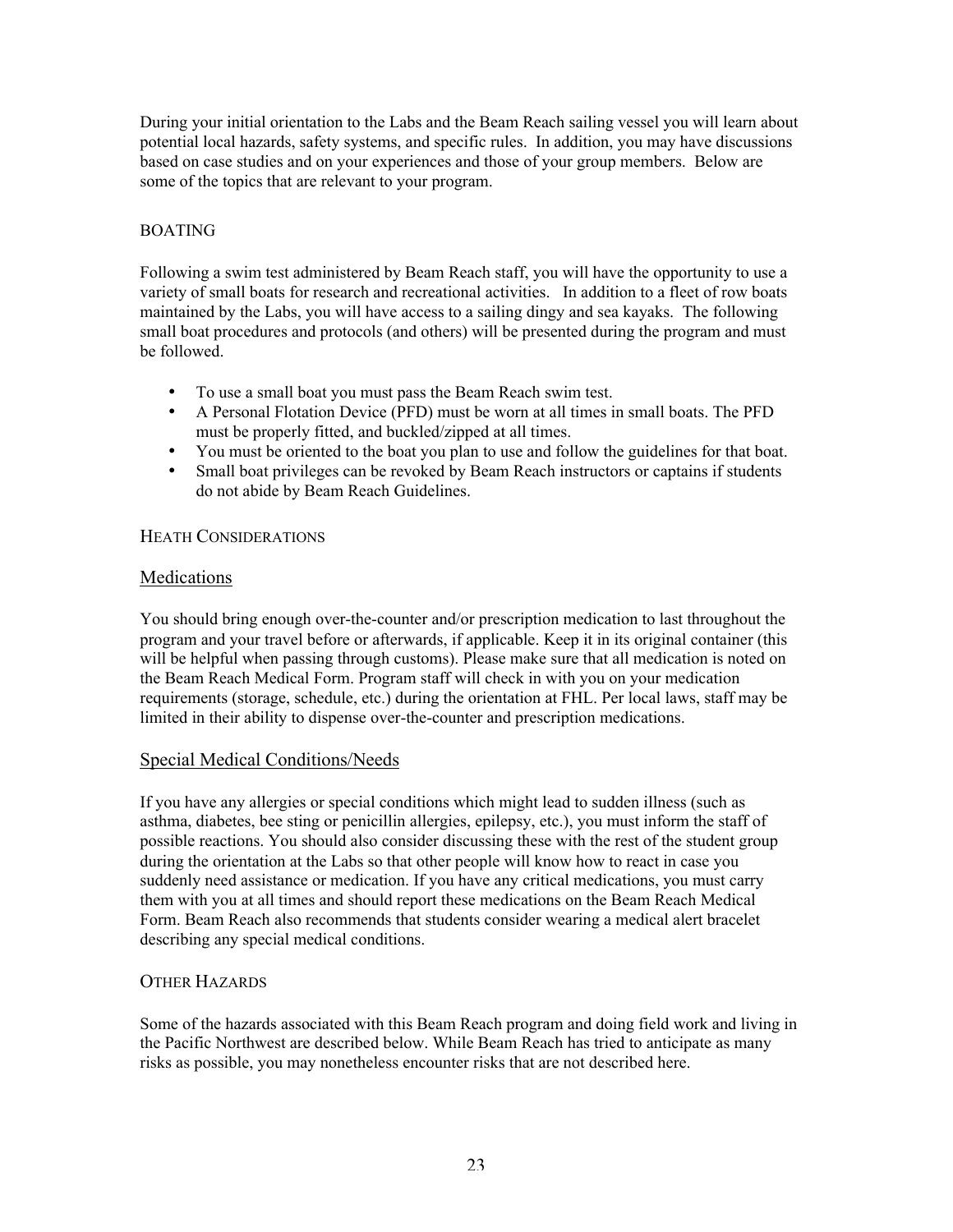During your initial orientation to the Labs and the Beam Reach sailing vessel you will learn about potential local hazards, safety systems, and specific rules. In addition, you may have discussions based on case studies and on your experiences and those of your group members. Below are some of the topics that are relevant to your program.

## BOATING

Following a swim test administered by Beam Reach staff, you will have the opportunity to use a variety of small boats for research and recreational activities. In addition to a fleet of row boats maintained by the Labs, you will have access to a sailing dingy and sea kayaks. The following small boat procedures and protocols (and others) will be presented during the program and must be followed.

- To use a small boat you must pass the Beam Reach swim test.
- A Personal Flotation Device (PFD) must be worn at all times in small boats. The PFD must be properly fitted, and buckled/zipped at all times.
- You must be oriented to the boat you plan to use and follow the guidelines for that boat.
- Small boat privileges can be revoked by Beam Reach instructors or captains if students do not abide by Beam Reach Guidelines.

## HEATH CONSIDERATIONS

### Medications

You should bring enough over-the-counter and/or prescription medication to last throughout the program and your travel before or afterwards, if applicable. Keep it in its original container (this will be helpful when passing through customs). Please make sure that all medication is noted on the Beam Reach Medical Form. Program staff will check in with you on your medication requirements (storage, schedule, etc.) during the orientation at FHL. Per local laws, staff may be limited in their ability to dispense over-the-counter and prescription medications.

### Special Medical Conditions/Needs

If you have any allergies or special conditions which might lead to sudden illness (such as asthma, diabetes, bee sting or penicillin allergies, epilepsy, etc.), you must inform the staff of possible reactions. You should also consider discussing these with the rest of the student group during the orientation at the Labs so that other people will know how to react in case you suddenly need assistance or medication. If you have any critical medications, you must carry them with you at all times and should report these medications on the Beam Reach Medical Form. Beam Reach also recommends that students consider wearing a medical alert bracelet describing any special medical conditions.

## OTHER HAZARDS

Some of the hazards associated with this Beam Reach program and doing field work and living in the Pacific Northwest are described below. While Beam Reach has tried to anticipate as many risks as possible, you may nonetheless encounter risks that are not described here.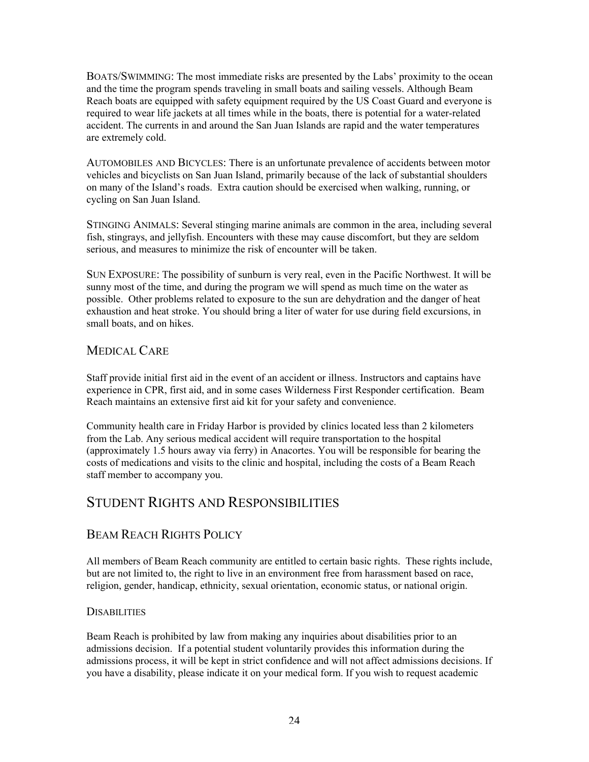BOATS/SWIMMING: The most immediate risks are presented by the Labs' proximity to the ocean and the time the program spends traveling in small boats and sailing vessels. Although Beam Reach boats are equipped with safety equipment required by the US Coast Guard and everyone is required to wear life jackets at all times while in the boats, there is potential for a water-related accident. The currents in and around the San Juan Islands are rapid and the water temperatures are extremely cold.

AUTOMOBILES AND BICYCLES: There is an unfortunate prevalence of accidents between motor vehicles and bicyclists on San Juan Island, primarily because of the lack of substantial shoulders on many of the Island's roads. Extra caution should be exercised when walking, running, or cycling on San Juan Island.

STINGING ANIMALS: Several stinging marine animals are common in the area, including several fish, stingrays, and jellyfish. Encounters with these may cause discomfort, but they are seldom serious, and measures to minimize the risk of encounter will be taken.

SUN EXPOSURE: The possibility of sunburn is very real, even in the Pacific Northwest. It will be sunny most of the time, and during the program we will spend as much time on the water as possible. Other problems related to exposure to the sun are dehydration and the danger of heat exhaustion and heat stroke. You should bring a liter of water for use during field excursions, in small boats, and on hikes.

### MEDICAL CARE

Staff provide initial first aid in the event of an accident or illness. Instructors and captains have experience in CPR, first aid, and in some cases Wilderness First Responder certification. Beam Reach maintains an extensive first aid kit for your safety and convenience.

Community health care in Friday Harbor is provided by clinics located less than 2 kilometers from the Lab. Any serious medical accident will require transportation to the hospital (approximately 1.5 hours away via ferry) in Anacortes. You will be responsible for bearing the costs of medications and visits to the clinic and hospital, including the costs of a Beam Reach staff member to accompany you.

## STUDENT RIGHTS AND RESPONSIBILITIES

### BEAM REACH RIGHTS POLICY

All members of Beam Reach community are entitled to certain basic rights. These rights include, but are not limited to, the right to live in an environment free from harassment based on race, religion, gender, handicap, ethnicity, sexual orientation, economic status, or national origin.

#### DISABILITIES

Beam Reach is prohibited by law from making any inquiries about disabilities prior to an admissions decision. If a potential student voluntarily provides this information during the admissions process, it will be kept in strict confidence and will not affect admissions decisions. If you have a disability, please indicate it on your medical form. If you wish to request academic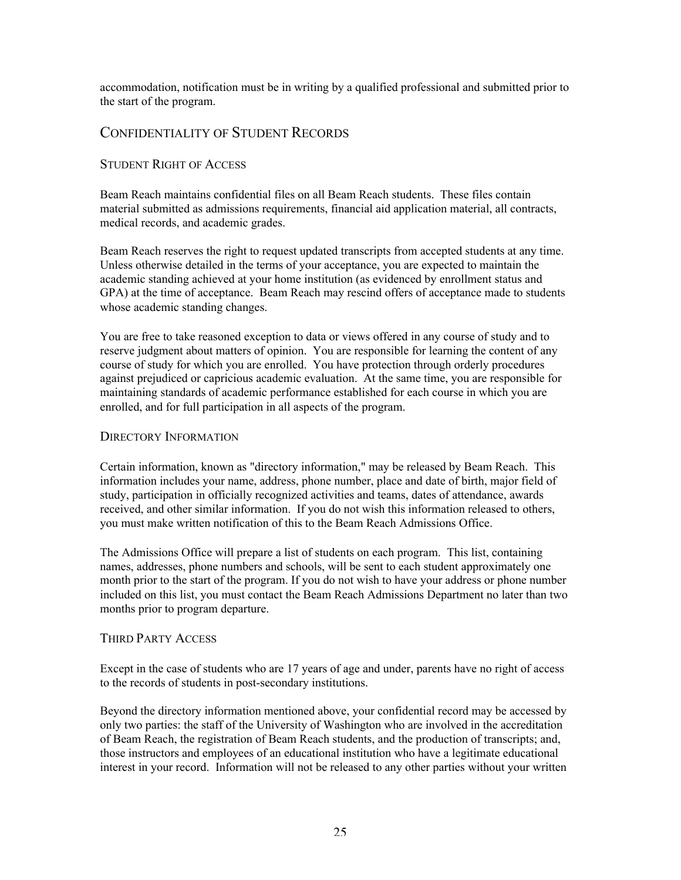accommodation, notification must be in writing by a qualified professional and submitted prior to the start of the program.

## Confidentiality of Student Records

### Student Right of Access

Beam Reach maintains confidential files on all Beam Reach students. These files contain material submitted as admissions requirements, financial aid application material, all contracts, medical records, and academic grades.

Beam Reach reserves the right to request updated transcripts from accepted students at any time. Unless otherwise detailed in the terms of your acceptance, you are expected to maintain the academic standing achieved at your home institution (as evidenced by enrollment status and GPA) at the time of acceptance. Beam Reach may rescind offers of acceptance made to students whose academic standing changes.

You are free to take reasoned exception to data or views offered in any course of study and to reserve judgment about matters of opinion. You are responsible for learning the content of any course of study for which you are enrolled. You have protection through orderly procedures against prejudiced or capricious academic evaluation. At the same time, you are responsible for maintaining standards of academic performance established for each course in which you are enrolled, and for full participation in all aspects of the program.

### Directory Information

Certain information, known as "directory information," may be released by Beam Reach. This information includes your name, address, phone number, place and date of birth, major field of study, participation in officially recognized activities and teams, dates of attendance, awards received, and other similar information. If you do not wish this information released to others, you must make written notification of this to the Beam Reach Admissions Office.

The Admissions Office will prepare a list of students on each program. This list, containing names, addresses, phone numbers and schools, will be sent to each student approximately one month prior to the start of the program. If you do not wish to have your address or phone number included on this list, you must contact the Beam Reach Admissions Department no later than two months prior to program departure.

### Third Party Access

Except in the case of students who are 17 years of age and under, parents have no right of access to the records of students in post-secondary institutions.

Beyond the directory information mentioned above, your confidential record may be accessed by only two parties: the staff of the University of Washington who are involved in the accreditation of Beam Reach, the registration of Beam Reach students, and the production of transcripts; and, those instructors and employees of an educational institution who have a legitimate educational interest in your record. Information will not be released to any other parties without your written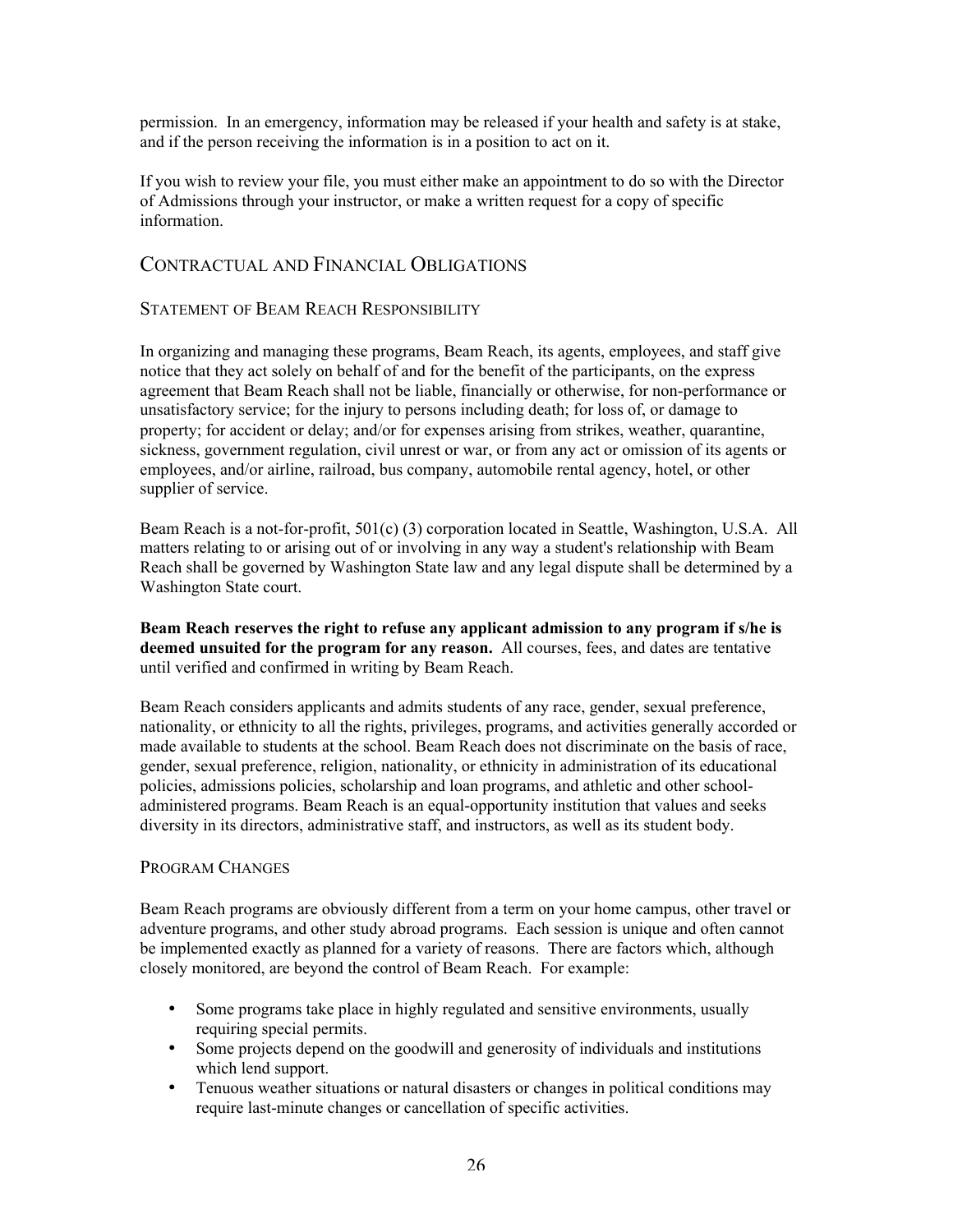permission. In an emergency, information may be released if your health and safety is at stake, and if the person receiving the information is in a position to act on it.

If you wish to review your file, you must either make an appointment to do so with the Director of Admissions through your instructor, or make a written request for a copy of specific information.

## Contractual and Financial Obligations

### Statement of Beam Reach Responsibility

In organizing and managing these programs, Beam Reach, its agents, employees, and staff give notice that they act solely on behalf of and for the benefit of the participants, on the express agreement that Beam Reach shall not be liable, financially or otherwise, for non-performance or unsatisfactory service; for the injury to persons including death; for loss of, or damage to property; for accident or delay; and/or for expenses arising from strikes, weather, quarantine, sickness, government regulation, civil unrest or war, or from any act or omission of its agents or employees, and/or airline, railroad, bus company, automobile rental agency, hotel, or other supplier of service.

Beam Reach is a not-for-profit, 501(c) (3) corporation located in Seattle, Washington, U.S.A. All matters relating to or arising out of or involving in any way a student's relationship with Beam Reach shall be governed by Washington State law and any legal dispute shall be determined by a Washington State court.

**Beam Reach reserves the right to refuse any applicant admission to any program if s/he is deemed unsuited for the program for any reason.** All courses, fees, and dates are tentative until verified and confirmed in writing by Beam Reach.

Beam Reach considers applicants and admits students of any race, gender, sexual preference, nationality, or ethnicity to all the rights, privileges, programs, and activities generally accorded or made available to students at the school. Beam Reach does not discriminate on the basis of race, gender, sexual preference, religion, nationality, or ethnicity in administration of its educational policies, admissions policies, scholarship and loan programs, and athletic and other school-administered programs. Beam Reach is an equal-opportunity institution that values and seeks diversity in its directors, administrative staff, and instructors, as well as its student body.

### Program Changes

Beam Reach programs are obviously different from a term on your home campus, other travel or adventure programs, and other study abroad programs. Each session is unique and often cannot be implemented exactly as planned for a variety of reasons. There are factors which, although closely monitored, are beyond the control of Beam Reach. For example:

- Some programs take place in highly regulated and sensitive environments, usually requiring special permits.
- Some projects depend on the goodwill and generosity of individuals and institutions which lend support.
- Tenuous weather situations or natural disasters or changes in political conditions may require last-minute changes or cancellation of specific activities.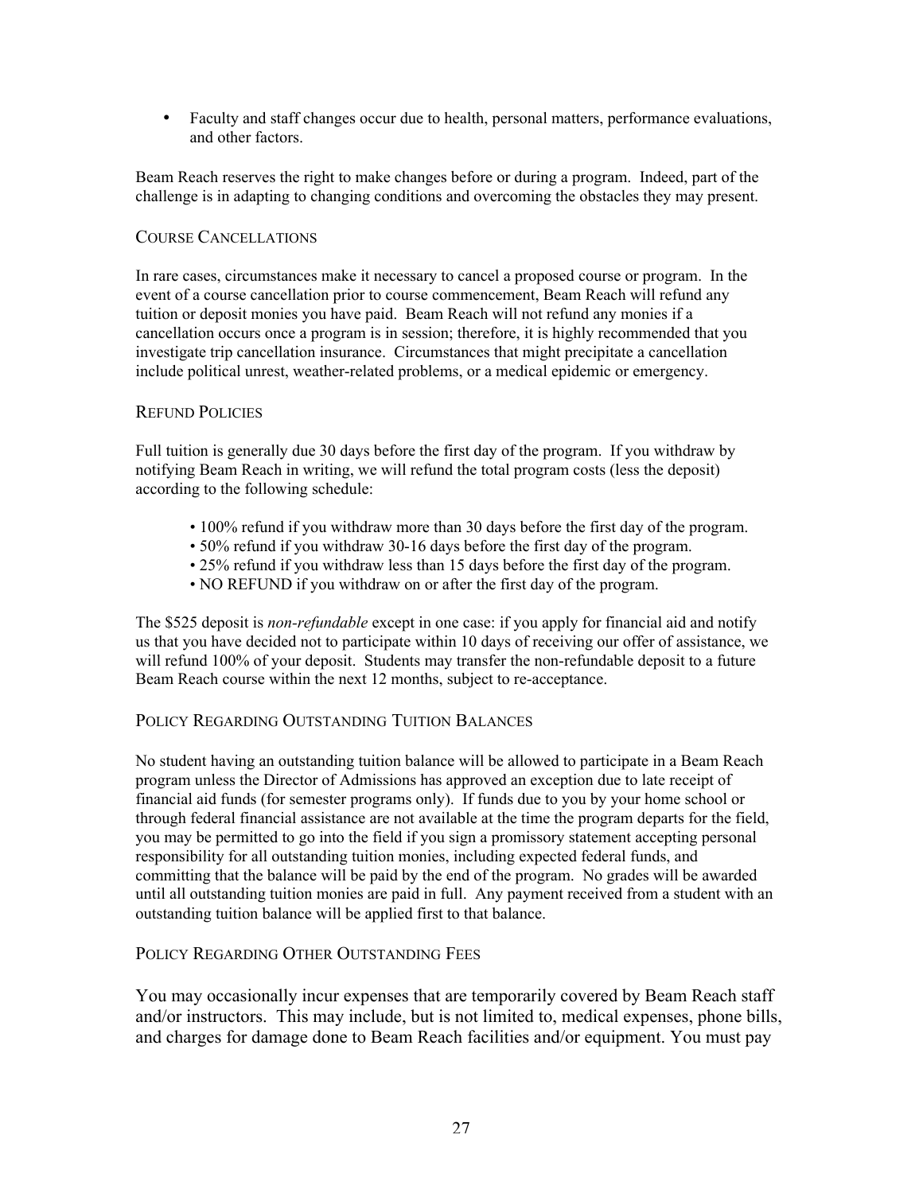- Faculty and staff changes occur due to health, personal matters, performance evaluations, and other factors.

Beam Reach reserves the right to make changes before or during a program. Indeed, part of the challenge is in adapting to changing conditions and overcoming the obstacles they may present.

### COURSE CANCELLATIONS

In rare cases, circumstances make it necessary to cancel a proposed course or program. In the event of a course cancellation prior to course commencement, Beam Reach will refund any tuition or deposit monies you have paid. Beam Reach will not refund any monies if a cancellation occurs once a program is in session; therefore, it is highly recommended that you investigate trip cancellation insurance. Circumstances that might precipitate a cancellation include political unrest, weather-related problems, or a medical epidemic or emergency.

### REFUND POLICIES

Full tuition is generally due 30 days before the first day of the program. If you withdraw by notifying Beam Reach in writing, we will refund the total program costs (less the deposit) according to the following schedule:

- 100% refund if you withdraw more than 30 days before the first day of the program.
- 50% refund if you withdraw 30-16 days before the first day of the program.
- 25% refund if you withdraw less than 15 days before the first day of the program.
- NO REFUND if you withdraw on or after the first day of the program.

The $525 deposit is *non-refundable* except in one case: if you apply for financial aid and notify us that you have decided not to participate within 10 days of receiving our offer of assistance, we will refund 100% of your deposit. Students may transfer the non-refundable deposit to a future Beam Reach course within the next 12 months, subject to re-acceptance.

### POLICY REGARDING OUTSTANDING TUITION BALANCES

No student having an outstanding tuition balance will be allowed to participate in a Beam Reach program unless the Director of Admissions has approved an exception due to late receipt of financial aid funds (for semester programs only). If funds due to you by your home school or through federal financial assistance are not available at the time the program departs for the field, you may be permitted to go into the field if you sign a promissory statement accepting personal responsibility for all outstanding tuition monies, including expected federal funds, and committing that the balance will be paid by the end of the program. No grades will be awarded until all outstanding tuition monies are paid in full. Any payment received from a student with an outstanding tuition balance will be applied first to that balance.

### POLICY REGARDING OTHER OUTSTANDING FEES

You may occasionally incur expenses that are temporarily covered by Beam Reach staff and/or instructors. This may include, but is not limited to, medical expenses, phone bills, and charges for damage done to Beam Reach facilities and/or equipment. You must pay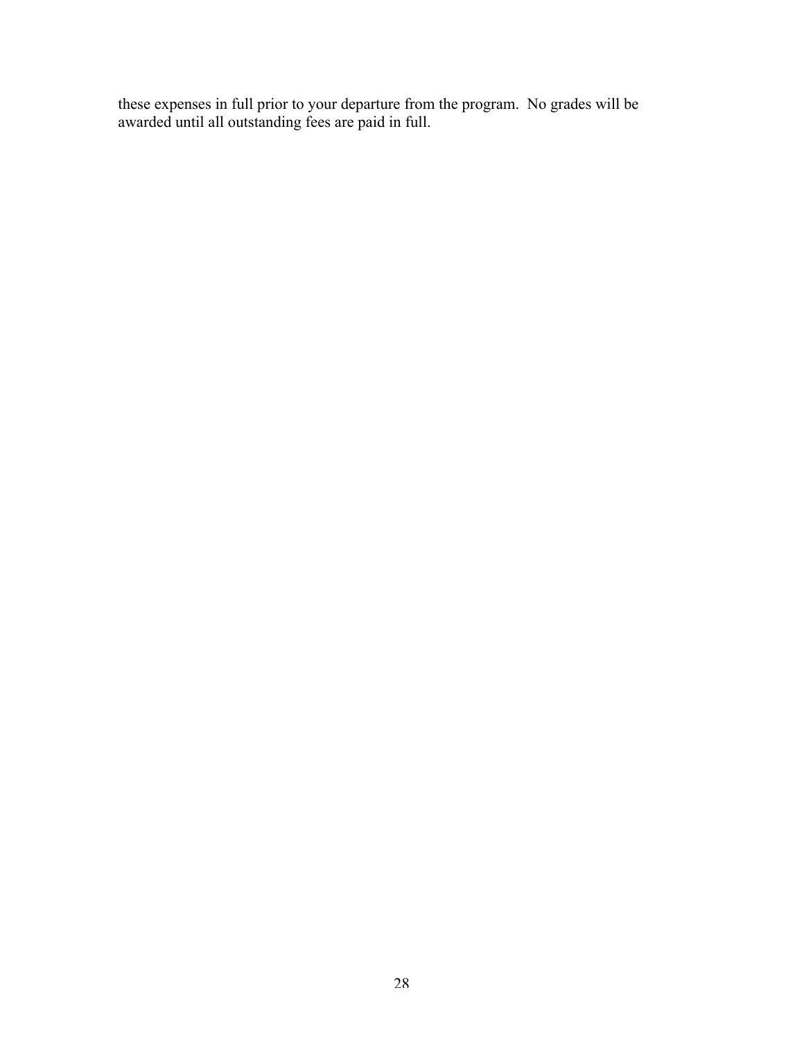these expenses in full prior to your departure from the program. No grades will be awarded until all outstanding fees are paid in full.